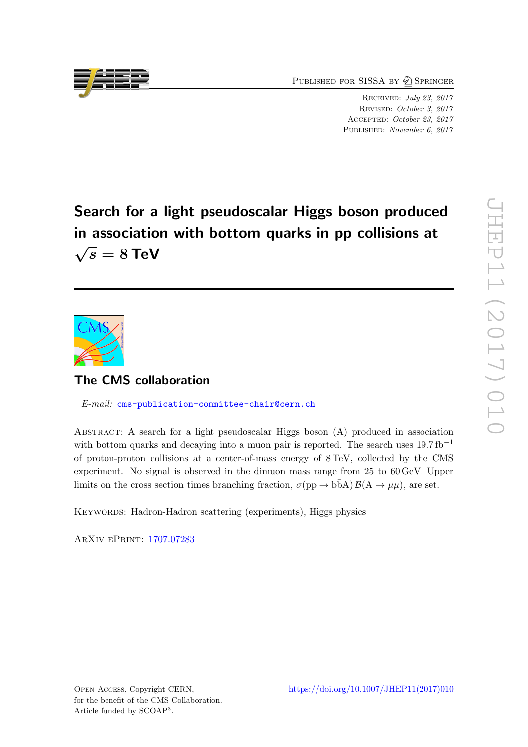Published for SISSA by Springer

Received: *July 23, 2017*
Revised: *October 3, 2017*
Accepted: *October 23, 2017*
Published: *November 6, 2017*

# Search for a light pseudoscalar Higgs boson produced in association with bottom quarks in pp collisions at $\sqrt{s} = 8$ TeV

## The CMS collaboration

*E-mail:* cms-publication-committee-chair@cern.ch

Abstract: A search for a light pseudoscalar Higgs boson (A) produced in association with bottom quarks and decaying into a muon pair is reported. The search uses 19.7 $\mathrm{fb}^{-1}$ of proton-proton collisions at a center-of-mass energy of 8 TeV, collected by the CMS experiment. No signal is observed in the dimuon mass range from 25 to 60 GeV. Upper limits on the cross section times branching fraction, $\sigma(\mathrm{pp} \to \mathrm{b\bar{b}A})\,\mathcal{B}(\mathrm{A} \to \mu\mu)$, are set.

Keywords: Hadron-Hadron scattering (experiments), Higgs physics

ArXiv ePrint: 1707.07283

Open Access, Copyright CERN, for the benefit of the CMS Collaboration. Article funded by SCOAP[3].

https://doi.org/10.1007/JHEP11(2017)010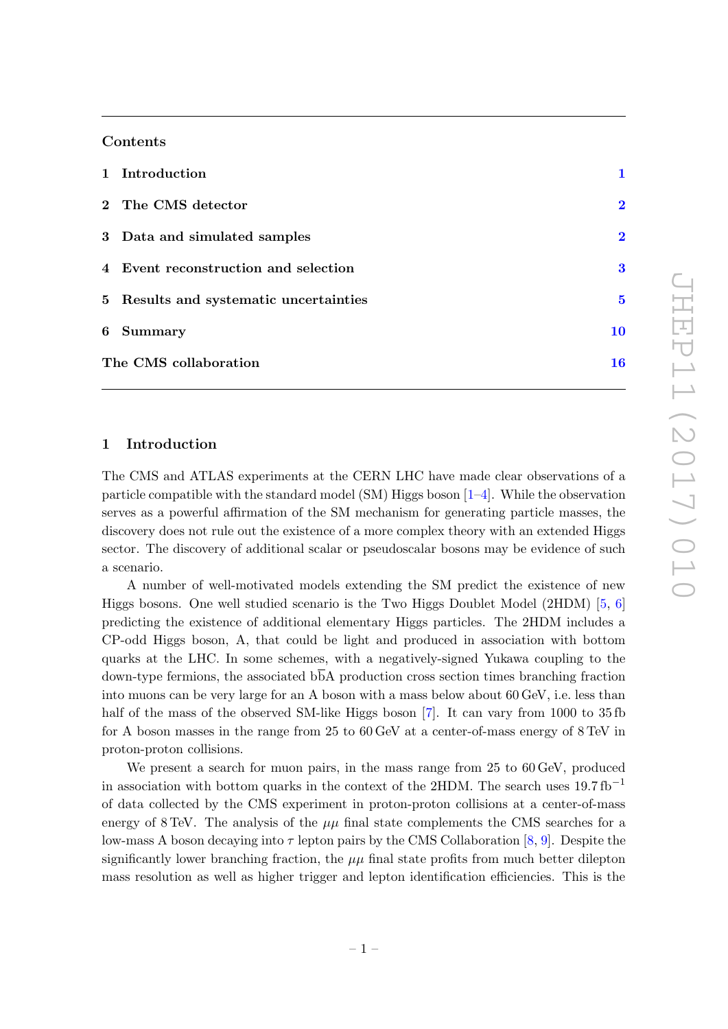## Contents

| | |
|---|---|
| **1 Introduction** | 1 |
| **2 The CMS detector** | 2 |
| **3 Data and simulated samples** | 2 |
| **4 Event reconstruction and selection** | 3 |
| **5 Results and systematic uncertainties** | 5 |
| **6 Summary** | 10 |
| **The CMS collaboration** | 16 |

## 1 Introduction

The CMS and ATLAS experiments at the CERN LHC have made clear observations of a particle compatible with the standard model (SM) Higgs boson [1–4]. While the observation serves as a powerful affirmation of the SM mechanism for generating particle masses, the discovery does not rule out the existence of a more complex theory with an extended Higgs sector. The discovery of additional scalar or pseudoscalar bosons may be evidence of such a scenario.

A number of well-motivated models extending the SM predict the existence of new Higgs bosons. One well studied scenario is the Two Higgs Doublet Model (2HDM) [5, 6] predicting the existence of additional elementary Higgs particles. The 2HDM includes a CP-odd Higgs boson, A, that could be light and produced in association with bottom quarks at the LHC. In some schemes, with a negatively-signed Yukawa coupling to the down-type fermions, the associated $\mathrm{b\overline{b}A}$ production cross section times branching fraction into muons can be very large for an A boson with a mass below about 60 GeV, i.e. less than half of the mass of the observed SM-like Higgs boson [7]. It can vary from 1000 to 35 fb for A boson masses in the range from 25 to 60 GeV at a center-of-mass energy of 8 TeV in proton-proton collisions.

We present a search for muon pairs, in the mass range from 25 to 60 GeV, produced in association with bottom quarks in the context of the 2HDM. The search uses 19.7 $\mathrm{fb}^{-1}$ of data collected by the CMS experiment in proton-proton collisions at a center-of-mass energy of 8 TeV. The analysis of the $\mu\mu$ final state complements the CMS searches for a low-mass A boson decaying into $\tau$ lepton pairs by the CMS Collaboration [8, 9]. Despite the significantly lower branching fraction, the $\mu\mu$ final state profits from much better dilepton mass resolution as well as higher trigger and lepton identification efficiencies. This is the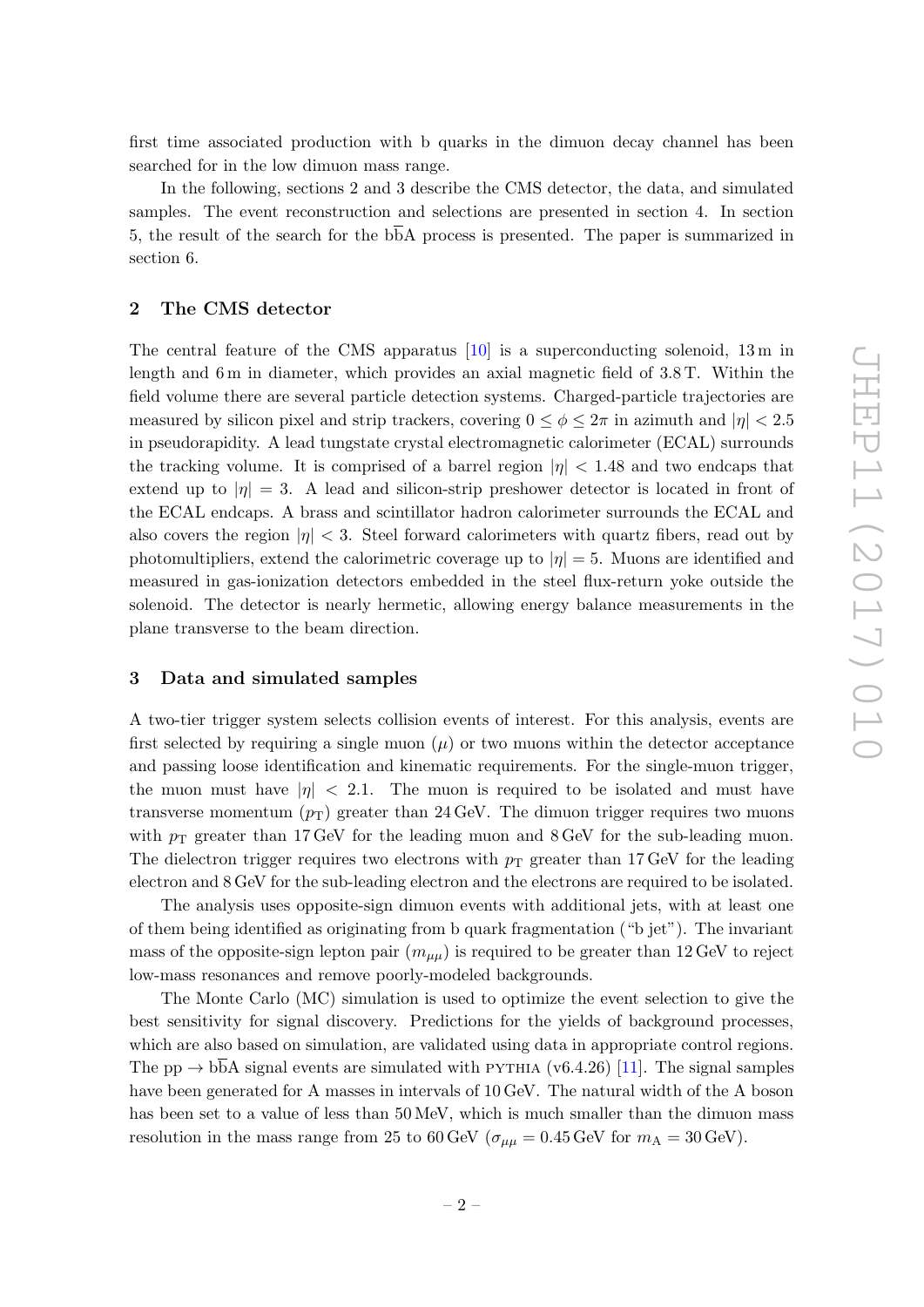first time associated production with b quarks in the dimuon decay channel has been searched for in the low dimuon mass range.

In the following, sections 2 and 3 describe the CMS detector, the data, and simulated samples. The event reconstruction and selections are presented in section 4. In section 5, the result of the search for the $\mathrm{b\overline{b}A}$ process is presented. The paper is summarized in section 6.

## 2 The CMS detector

The central feature of the CMS apparatus [10] is a superconducting solenoid, 13 m in length and 6 m in diameter, which provides an axial magnetic field of 3.8 T. Within the field volume there are several particle detection systems. Charged-particle trajectories are measured by silicon pixel and strip trackers, covering $0 \leq \phi \leq 2\pi$ in azimuth and $|\eta| < 2.5$ in pseudorapidity. A lead tungstate crystal electromagnetic calorimeter (ECAL) surrounds the tracking volume. It is comprised of a barrel region $|\eta| < 1.48$ and two endcaps that extend up to $|\eta| = 3$. A lead and silicon-strip preshower detector is located in front of the ECAL endcaps. A brass and scintillator hadron calorimeter surrounds the ECAL and also covers the region $|\eta| < 3$. Steel forward calorimeters with quartz fibers, read out by photomultipliers, extend the calorimetric coverage up to $|\eta| = 5$. Muons are identified and measured in gas-ionization detectors embedded in the steel flux-return yoke outside the solenoid. The detector is nearly hermetic, allowing energy balance measurements in the plane transverse to the beam direction.

## 3 Data and simulated samples

A two-tier trigger system selects collision events of interest. For this analysis, events are first selected by requiring a single muon ($\mu$) or two muons within the detector acceptance and passing loose identification and kinematic requirements. For the single-muon trigger, the muon must have $|\eta| < 2.1$. The muon is required to be isolated and must have transverse momentum ($p_\mathrm{T}$) greater than 24 GeV. The dimuon trigger requires two muons with $p_\mathrm{T}$ greater than 17 GeV for the leading muon and 8 GeV for the sub-leading muon. The dielectron trigger requires two electrons with $p_\mathrm{T}$ greater than 17 GeV for the leading electron and 8 GeV for the sub-leading electron and the electrons are required to be isolated.

The analysis uses opposite-sign dimuon events with additional jets, with at least one of them being identified as originating from b quark fragmentation ("b jet"). The invariant mass of the opposite-sign lepton pair ($m_{\mu\mu}$) is required to be greater than 12 GeV to reject low-mass resonances and remove poorly-modeled backgrounds.

The Monte Carlo (MC) simulation is used to optimize the event selection to give the best sensitivity for signal discovery. Predictions for the yields of background processes, which are also based on simulation, are validated using data in appropriate control regions. The $\mathrm{pp} \to \mathrm{b\overline{b}A}$ signal events are simulated with PYTHIA (v6.4.26) [11]. The signal samples have been generated for A masses in intervals of 10 GeV. The natural width of the A boson has been set to a value of less than 50 MeV, which is much smaller than the dimuon mass resolution in the mass range from 25 to 60 GeV ($\sigma_{\mu\mu} = 0.45$ GeV for $m_\mathrm{A} = 30$ GeV).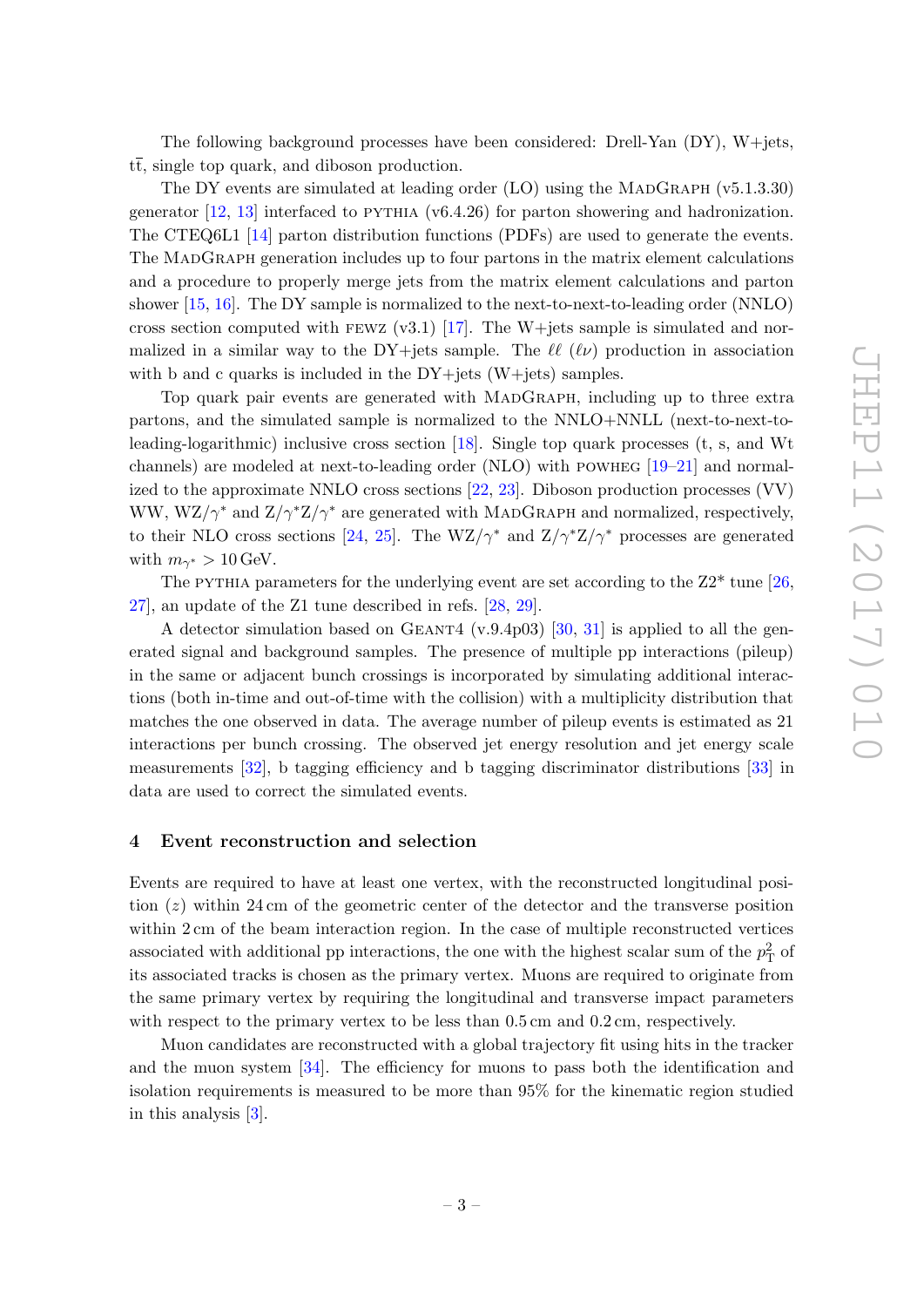The following background processes have been considered: Drell-Yan (DY), W+jets, $t\bar{t}$, single top quark, and diboson production.

The DY events are simulated at leading order (LO) using the MadGraph (v5.1.3.30) generator [12, 13] interfaced to pythia (v6.4.26) for parton showering and hadronization. The CTEQ6L1 [14] parton distribution functions (PDFs) are used to generate the events. The MadGraph generation includes up to four partons in the matrix element calculations and a procedure to properly merge jets from the matrix element calculations and parton shower [15, 16]. The DY sample is normalized to the next-to-next-to-leading order (NNLO) cross section computed with fewz (v3.1) [17]. The W+jets sample is simulated and normalized in a similar way to the DY+jets sample. The $\ell\ell$ ($\ell\nu$) production in association with b and c quarks is included in the DY+jets (W+jets) samples.

Top quark pair events are generated with MadGraph, including up to three extra partons, and the simulated sample is normalized to the NNLO+NNLL (next-to-next-to-leading-logarithmic) inclusive cross section [18]. Single top quark processes (t, s, and Wt channels) are modeled at next-to-leading order (NLO) with powheg [19–21] and normalized to the approximate NNLO cross sections [22, 23]. Diboson production processes (VV) WW, WZ/$\gamma^*$ and Z/$\gamma^*$Z/$\gamma^*$ are generated with MadGraph and normalized, respectively, to their NLO cross sections [24, 25]. The WZ/$\gamma^*$ and Z/$\gamma^*$Z/$\gamma^*$ processes are generated with $m_{\gamma^*} > 10\,\mathrm{GeV}$.

The pythia parameters for the underlying event are set according to the Z2* tune [26, 27], an update of the Z1 tune described in refs. [28, 29].

A detector simulation based on Geant4 (v.9.4p03) [30, 31] is applied to all the generated signal and background samples. The presence of multiple pp interactions (pileup) in the same or adjacent bunch crossings is incorporated by simulating additional interactions (both in-time and out-of-time with the collision) with a multiplicity distribution that matches the one observed in data. The average number of pileup events is estimated as 21 interactions per bunch crossing. The observed jet energy resolution and jet energy scale measurements [32], b tagging efficiency and b tagging discriminator distributions [33] in data are used to correct the simulated events.

## 4 Event reconstruction and selection

Events are required to have at least one vertex, with the reconstructed longitudinal position ($z$) within 24 cm of the geometric center of the detector and the transverse position within 2 cm of the beam interaction region. In the case of multiple reconstructed vertices associated with additional pp interactions, the one with the highest scalar sum of the $p_{\mathrm{T}}^2$ of its associated tracks is chosen as the primary vertex. Muons are required to originate from the same primary vertex by requiring the longitudinal and transverse impact parameters with respect to the primary vertex to be less than 0.5 cm and 0.2 cm, respectively.

Muon candidates are reconstructed with a global trajectory fit using hits in the tracker and the muon system [34]. The efficiency for muons to pass both the identification and isolation requirements is measured to be more than 95% for the kinematic region studied in this analysis [3].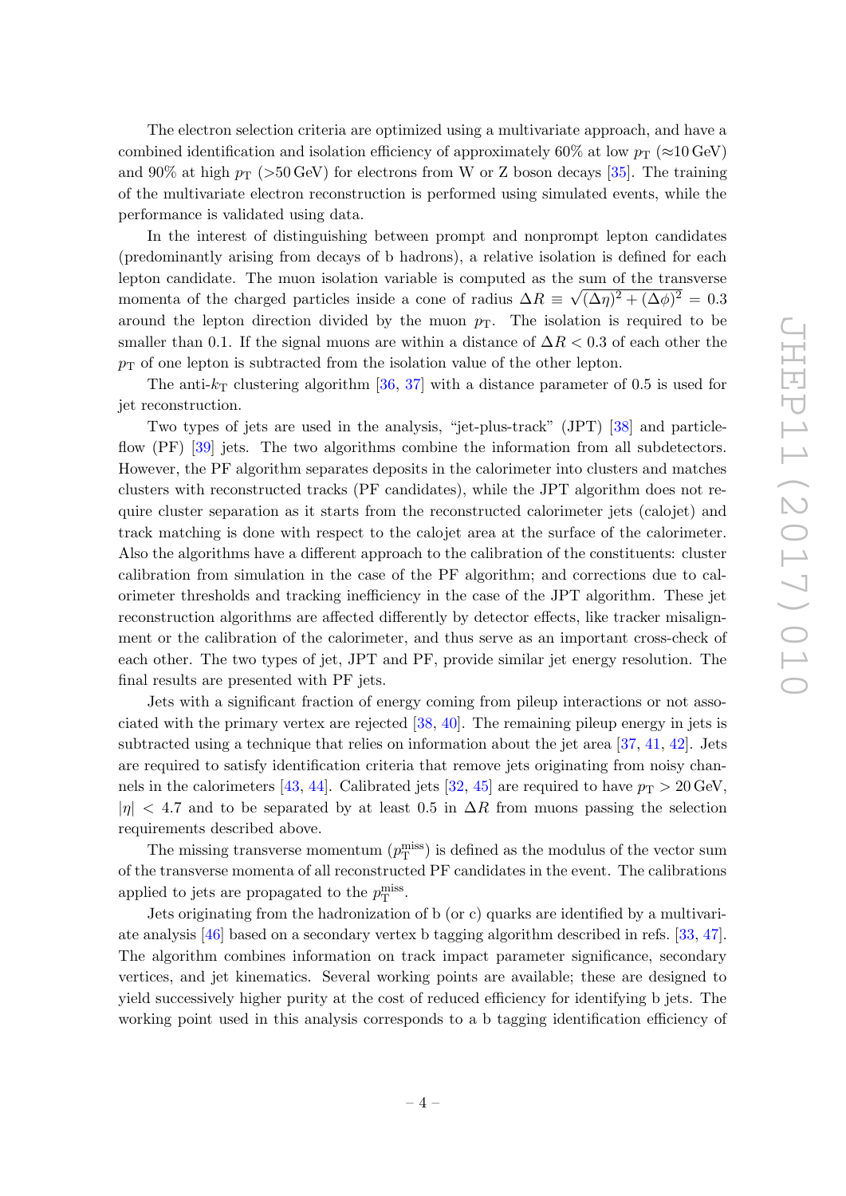The electron selection criteria are optimized using a multivariate approach, and have a combined identification and isolation efficiency of approximately 60% at low $p_{\mathrm{T}}$ ($\approx$10 GeV) and 90% at high $p_{\mathrm{T}}$ (>50 GeV) for electrons from W or Z boson decays [35]. The training of the multivariate electron reconstruction is performed using simulated events, while the performance is validated using data.

In the interest of distinguishing between prompt and nonprompt lepton candidates (predominantly arising from decays of b hadrons), a relative isolation is defined for each lepton candidate. The muon isolation variable is computed as the sum of the transverse momenta of the charged particles inside a cone of radius $\Delta R \equiv \sqrt{(\Delta\eta)^2 + (\Delta\phi)^2} = 0.3$ around the lepton direction divided by the muon $p_{\mathrm{T}}$. The isolation is required to be smaller than 0.1. If the signal muons are within a distance of $\Delta R < 0.3$ of each other the $p_{\mathrm{T}}$ of one lepton is subtracted from the isolation value of the other lepton.

The anti-$k_{\mathrm{T}}$ clustering algorithm [36, 37] with a distance parameter of 0.5 is used for jet reconstruction.

Two types of jets are used in the analysis, "jet-plus-track" (JPT) [38] and particle-flow (PF) [39] jets. The two algorithms combine the information from all subdetectors. However, the PF algorithm separates deposits in the calorimeter into clusters and matches clusters with reconstructed tracks (PF candidates), while the JPT algorithm does not require cluster separation as it starts from the reconstructed calorimeter jets (calojet) and track matching is done with respect to the calojet area at the surface of the calorimeter. Also the algorithms have a different approach to the calibration of the constituents: cluster calibration from simulation in the case of the PF algorithm; and corrections due to calorimeter thresholds and tracking inefficiency in the case of the JPT algorithm. These jet reconstruction algorithms are affected differently by detector effects, like tracker misalignment or the calibration of the calorimeter, and thus serve as an important cross-check of each other. The two types of jet, JPT and PF, provide similar jet energy resolution. The final results are presented with PF jets.

Jets with a significant fraction of energy coming from pileup interactions or not associated with the primary vertex are rejected [38, 40]. The remaining pileup energy in jets is subtracted using a technique that relies on information about the jet area [37, 41, 42]. Jets are required to satisfy identification criteria that remove jets originating from noisy channels in the calorimeters [43, 44]. Calibrated jets [32, 45] are required to have $p_{\mathrm{T}} > 20$ GeV, $|\eta| < 4.7$ and to be separated by at least 0.5 in $\Delta R$ from muons passing the selection requirements described above.

The missing transverse momentum ($p_{\mathrm{T}}^{\mathrm{miss}}$) is defined as the modulus of the vector sum of the transverse momenta of all reconstructed PF candidates in the event. The calibrations applied to jets are propagated to the $p_{\mathrm{T}}^{\mathrm{miss}}$.

Jets originating from the hadronization of b (or c) quarks are identified by a multivariate analysis [46] based on a secondary vertex b tagging algorithm described in refs. [33, 47]. The algorithm combines information on track impact parameter significance, secondary vertices, and jet kinematics. Several working points are available; these are designed to yield successively higher purity at the cost of reduced efficiency for identifying b jets. The working point used in this analysis corresponds to a b tagging identification efficiency of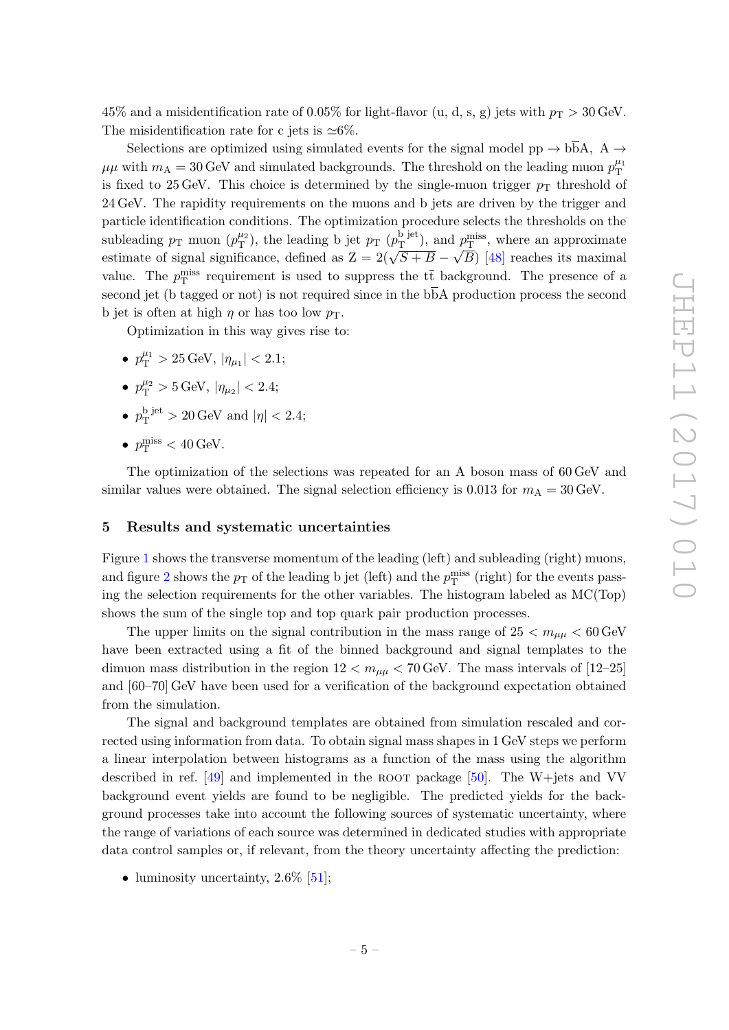45% and a misidentification rate of 0.05% for light-flavor (u, d, s, g) jets with $p_T > 30$ GeV. The misidentification rate for c jets is $\simeq$6%.

Selections are optimized using simulated events for the signal model $pp \to b\bar{b}A$, $A \to \mu\mu$ with $m_A = 30$ GeV and simulated backgrounds. The threshold on the leading muon $p_T^{\mu_1}$ is fixed to 25 GeV. This choice is determined by the single-muon trigger $p_T$ threshold of 24 GeV. The rapidity requirements on the muons and b jets are driven by the trigger and particle identification conditions. The optimization procedure selects the thresholds on the subleading $p_T$ muon ($p_T^{\mu_2}$), the leading b jet $p_T$ ($p_T^{\text{b jet}}$), and $p_T^{\text{miss}}$, where an approximate estimate of signal significance, defined as $Z = 2(\sqrt{S+B} - \sqrt{B})$ [48] reaches its maximal value. The $p_T^{\text{miss}}$ requirement is used to suppress the $t\bar{t}$ background. The presence of a second jet (b tagged or not) is not required since in the $b\bar{b}A$ production process the second b jet is often at high $\eta$ or has too low $p_T$.

Optimization in this way gives rise to:

- $p_T^{\mu_1} > 25$ GeV, $|\eta_{\mu_1}| < 2.1$;
- $p_T^{\mu_2} > 5$ GeV, $|\eta_{\mu_2}| < 2.4$;
- $p_T^{\text{b jet}} > 20$ GeV and $|\eta| < 2.4$;
- $p_T^{\text{miss}} < 40$ GeV.

The optimization of the selections was repeated for an A boson mass of 60 GeV and similar values were obtained. The signal selection efficiency is 0.013 for $m_A = 30$ GeV.

## 5 Results and systematic uncertainties

Figure 1 shows the transverse momentum of the leading (left) and subleading (right) muons, and figure 2 shows the $p_T$ of the leading b jet (left) and the $p_T^{\text{miss}}$ (right) for the events passing the selection requirements for the other variables. The histogram labeled as MC(Top) shows the sum of the single top and top quark pair production processes.

The upper limits on the signal contribution in the mass range of $25 < m_{\mu\mu} < 60$ GeV have been extracted using a fit of the binned background and signal templates to the dimuon mass distribution in the region $12 < m_{\mu\mu} < 70$ GeV. The mass intervals of [12–25] and [60–70] GeV have been used for a verification of the background expectation obtained from the simulation.

The signal and background templates are obtained from simulation rescaled and corrected using information from data. To obtain signal mass shapes in 1 GeV steps we perform a linear interpolation between histograms as a function of the mass using the algorithm described in ref. [49] and implemented in the ROOT package [50]. The W+jets and VV background event yields are found to be negligible. The predicted yields for the background processes take into account the following sources of systematic uncertainty, where the range of variations of each source was determined in dedicated studies with appropriate data control samples or, if relevant, from the theory uncertainty affecting the prediction:

- luminosity uncertainty, 2.6% [51];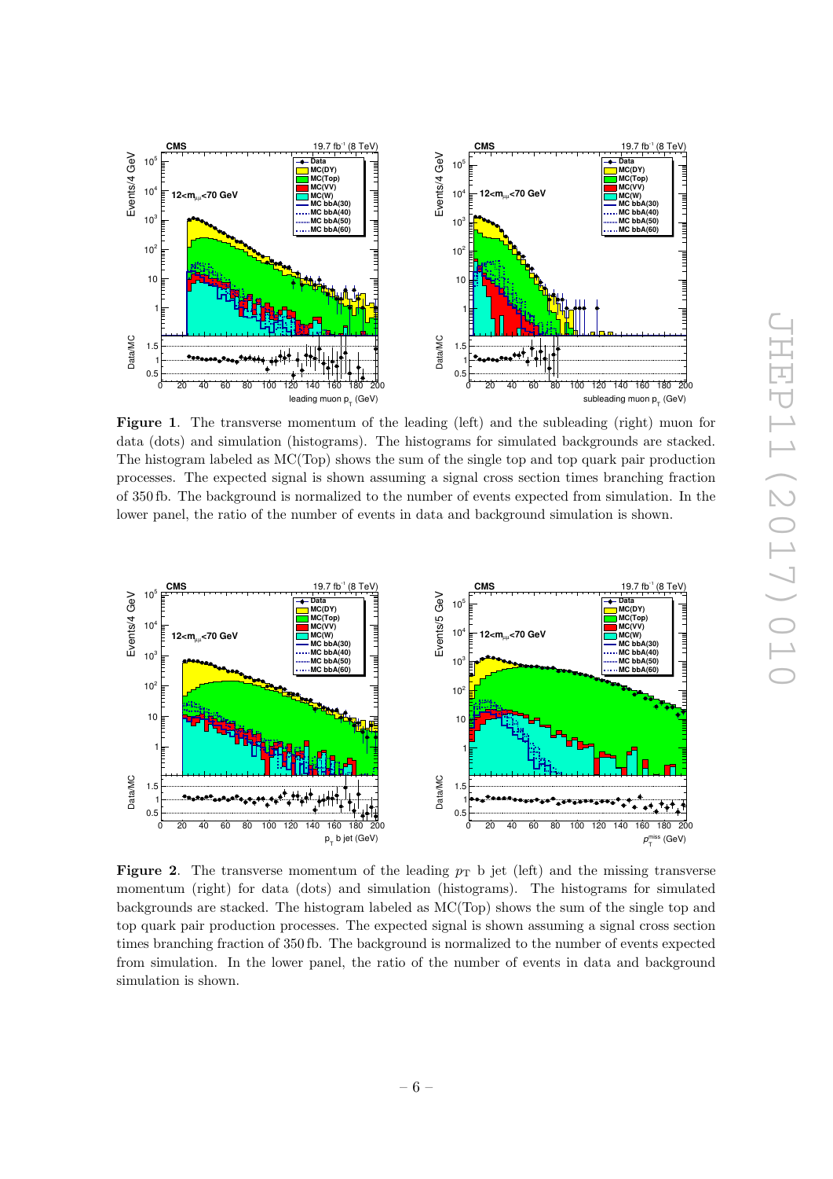**Figure 1**. The transverse momentum of the leading (left) and the subleading (right) muon for data (dots) and simulation (histograms). The histograms for simulated backgrounds are stacked. The histogram labeled as MC(Top) shows the sum of the single top and top quark pair production processes. The expected signal is shown assuming a signal cross section times branching fraction of 350 fb. The background is normalized to the number of events expected from simulation. In the lower panel, the ratio of the number of events in data and background simulation is shown.

**Figure 2**. The transverse momentum of the leading $p_{\mathrm{T}}$ b jet (left) and the missing transverse momentum (right) for data (dots) and simulation (histograms). The histograms for simulated backgrounds are stacked. The histogram labeled as MC(Top) shows the sum of the single top and top quark pair production processes. The expected signal is shown assuming a signal cross section times branching fraction of 350 fb. The background is normalized to the number of events expected from simulation. In the lower panel, the ratio of the number of events in data and background simulation is shown.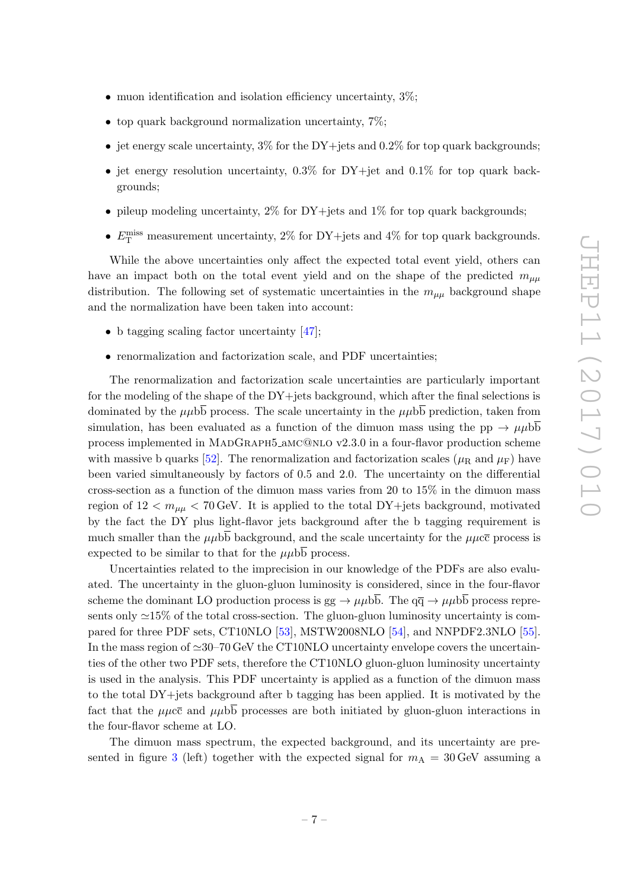- muon identification and isolation efficiency uncertainty, 3%;
- top quark background normalization uncertainty, 7%;
- jet energy scale uncertainty, 3% for the DY+jets and 0.2% for top quark backgrounds;
- jet energy resolution uncertainty, 0.3% for DY+jet and 0.1% for top quark backgrounds;
- pileup modeling uncertainty, 2% for DY+jets and 1% for top quark backgrounds;
- $E_{\mathrm{T}}^{\mathrm{miss}}$ measurement uncertainty, 2% for DY+jets and 4% for top quark backgrounds.

While the above uncertainties only affect the expected total event yield, others can have an impact both on the total event yield and on the shape of the predicted $m_{\mu\mu}$ distribution. The following set of systematic uncertainties in the $m_{\mu\mu}$ background shape and the normalization have been taken into account:

- b tagging scaling factor uncertainty [47];
- renormalization and factorization scale, and PDF uncertainties;

The renormalization and factorization scale uncertainties are particularly important for the modeling of the shape of the DY+jets background, which after the final selections is dominated by the $\mu\mu\mathrm{b}\overline{\mathrm{b}}$ process. The scale uncertainty in the $\mu\mu\mathrm{b}\overline{\mathrm{b}}$ prediction, taken from simulation, has been evaluated as a function of the dimuon mass using the $\mathrm{pp} \to \mu\mu\mathrm{b}\overline{\mathrm{b}}$ process implemented in MadGraph5_aMC@NLO v2.3.0 in a four-flavor production scheme with massive b quarks [52]. The renormalization and factorization scales ($\mu_{\mathrm{R}}$ and $\mu_{\mathrm{F}}$) have been varied simultaneously by factors of 0.5 and 2.0. The uncertainty on the differential cross-section as a function of the dimuon mass varies from 20 to 15% in the dimuon mass region of $12 < m_{\mu\mu} < 70\,\mathrm{GeV}$. It is applied to the total DY+jets background, motivated by the fact the DY plus light-flavor jets background after the b tagging requirement is much smaller than the $\mu\mu\mathrm{b}\overline{\mathrm{b}}$ background, and the scale uncertainty for the $\mu\mu\mathrm{c}\overline{\mathrm{c}}$ process is expected to be similar to that for the $\mu\mu\mathrm{b}\overline{\mathrm{b}}$ process.

Uncertainties related to the imprecision in our knowledge of the PDFs are also evaluated. The uncertainty in the gluon-gluon luminosity is considered, since in the four-flavor scheme the dominant LO production process is $\mathrm{gg} \to \mu\mu\mathrm{b}\overline{\mathrm{b}}$. The $\mathrm{q}\overline{\mathrm{q}} \to \mu\mu\mathrm{b}\overline{\mathrm{b}}$ process represents only $\simeq$15% of the total cross-section. The gluon-gluon luminosity uncertainty is compared for three PDF sets, CT10NLO [53], MSTW2008NLO [54], and NNPDF2.3NLO [55]. In the mass region of $\simeq$30–70 GeV the CT10NLO uncertainty envelope covers the uncertainties of the other two PDF sets, therefore the CT10NLO gluon-gluon luminosity uncertainty is used in the analysis. This PDF uncertainty is applied as a function of the dimuon mass to the total DY+jets background after b tagging has been applied. It is motivated by the fact that the $\mu\mu\mathrm{c}\overline{\mathrm{c}}$ and $\mu\mu\mathrm{b}\overline{\mathrm{b}}$ processes are both initiated by gluon-gluon interactions in the four-flavor scheme at LO.

The dimuon mass spectrum, the expected background, and its uncertainty are presented in figure 3 (left) together with the expected signal for $m_{\mathrm{A}} = 30\,\mathrm{GeV}$ assuming a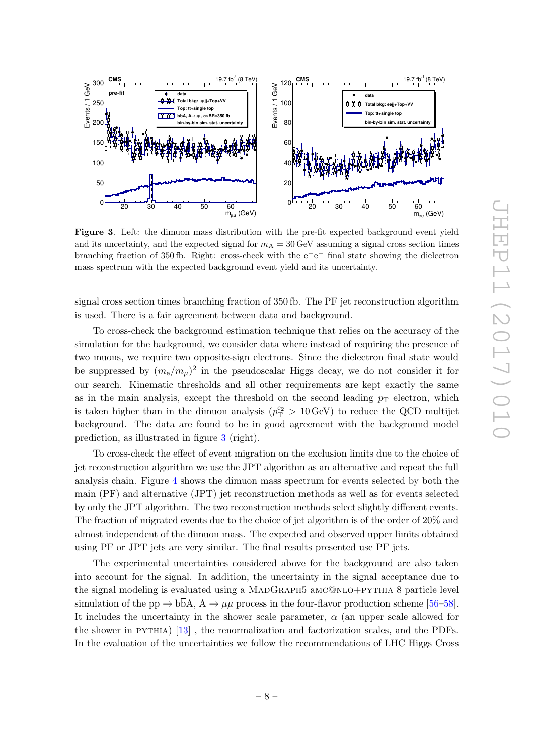**Figure 3**. Left: the dimuon mass distribution with the pre-fit expected background event yield and its uncertainty, and the expected signal for $m_A = 30\,\text{GeV}$ assuming a signal cross section times branching fraction of 350 fb. Right: cross-check with the $e^+e^-$ final state showing the dielectron mass spectrum with the expected background event yield and its uncertainty.

signal cross section times branching fraction of 350 fb. The PF jet reconstruction algorithm is used. There is a fair agreement between data and background.

To cross-check the background estimation technique that relies on the accuracy of the simulation for the background, we consider data where instead of requiring the presence of two muons, we require two opposite-sign electrons. Since the dielectron final state would be suppressed by $(m_e/m_\mu)^2$ in the pseudoscalar Higgs decay, we do not consider it for our search. Kinematic thresholds and all other requirements are kept exactly the same as in the main analysis, except the threshold on the second leading $p_T$ electron, which is taken higher than in the dimuon analysis ($p_T^{e_2} > 10\,\text{GeV}$) to reduce the QCD multijet background. The data are found to be in good agreement with the background model prediction, as illustrated in figure 3 (right).

To cross-check the effect of event migration on the exclusion limits due to the choice of jet reconstruction algorithm we use the JPT algorithm as an alternative and repeat the full analysis chain. Figure 4 shows the dimuon mass spectrum for events selected by both the main (PF) and alternative (JPT) jet reconstruction methods as well as for events selected by only the JPT algorithm. The two reconstruction methods select slightly different events. The fraction of migrated events due to the choice of jet algorithm is of the order of 20% and almost independent of the dimuon mass. The expected and observed upper limits obtained using PF or JPT jets are very similar. The final results presented use PF jets.

The experimental uncertainties considered above for the background are also taken into account for the signal. In addition, the uncertainty in the signal acceptance due to the signal modeling is evaluated using a MadGraph5_aMC@NLO+pythia 8 particle level simulation of the $pp \to b\bar{b}A$, $A \to \mu\mu$ process in the four-flavor production scheme [56–58]. It includes the uncertainty in the shower scale parameter, $\alpha$ (an upper scale allowed for the shower in pythia) [13] , the renormalization and factorization scales, and the PDFs. In the evaluation of the uncertainties we follow the recommendations of LHC Higgs Cross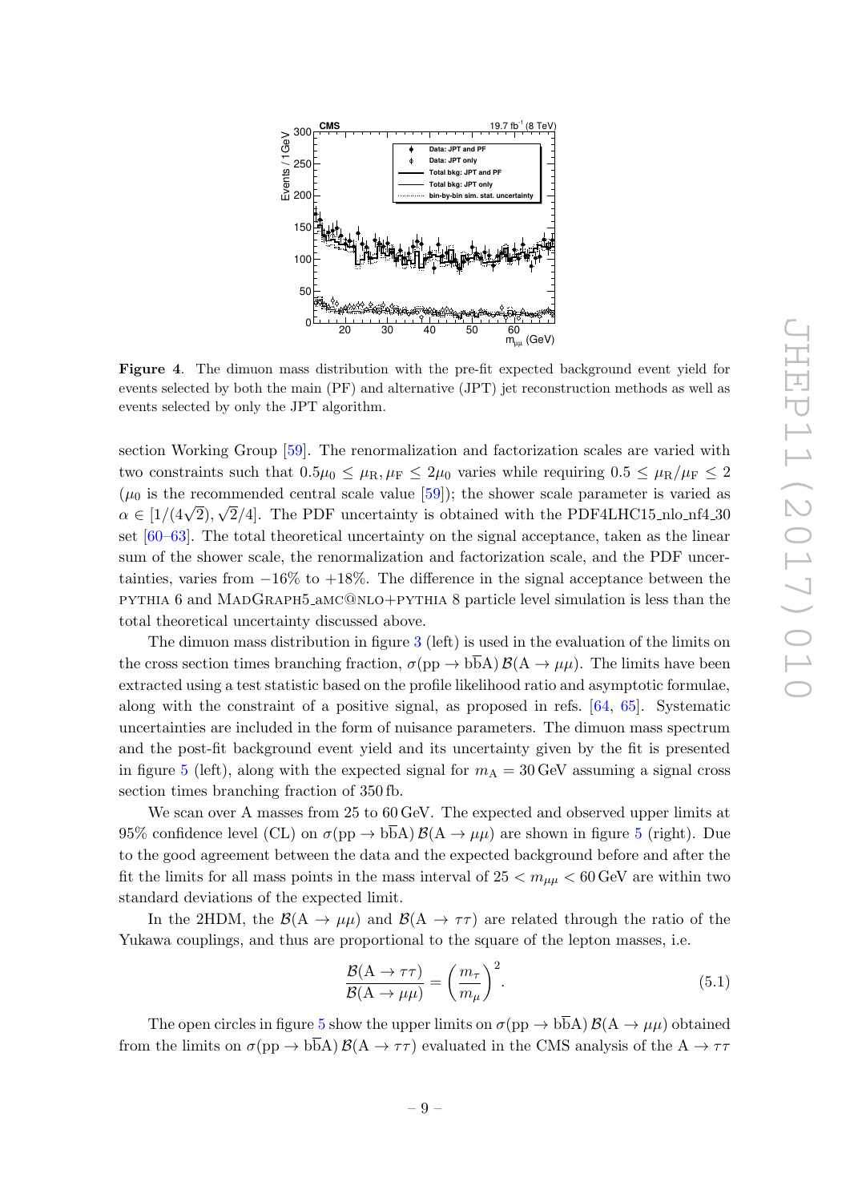**Figure 4**. The dimuon mass distribution with the pre-fit expected background event yield for events selected by both the main (PF) and alternative (JPT) jet reconstruction methods as well as events selected by only the JPT algorithm.

section Working Group [59]. The renormalization and factorization scales are varied with two constraints such that $0.5\mu_0 \leq \mu_\mathrm{R}, \mu_\mathrm{F} \leq 2\mu_0$ varies while requiring $0.5 \leq \mu_\mathrm{R}/\mu_\mathrm{F} \leq 2$ ($\mu_0$ is the recommended central scale value [59]); the shower scale parameter is varied as $\alpha \in [1/(4\sqrt{2}), \sqrt{2}/4]$. The PDF uncertainty is obtained with the PDF4LHC15_nlo_nf4_30 set [60–63]. The total theoretical uncertainty on the signal acceptance, taken as the linear sum of the shower scale, the renormalization and factorization scale, and the PDF uncertainties, varies from $-16\%$ to $+18\%$. The difference in the signal acceptance between the PYTHIA 6 and MADGRAPH5_aMC@NLO+PYTHIA 8 particle level simulation is less than the total theoretical uncertainty discussed above.

The dimuon mass distribution in figure 3 (left) is used in the evaluation of the limits on the cross section times branching fraction, $\sigma(\mathrm{pp} \to \mathrm{b\bar{b}A})\, \mathcal{B}(\mathrm{A} \to \mu\mu)$. The limits have been extracted using a test statistic based on the profile likelihood ratio and asymptotic formulae, along with the constraint of a positive signal, as proposed in refs. [64, 65]. Systematic uncertainties are included in the form of nuisance parameters. The dimuon mass spectrum and the post-fit background event yield and its uncertainty given by the fit is presented in figure 5 (left), along with the expected signal for $m_\mathrm{A} = 30\,\mathrm{GeV}$ assuming a signal cross section times branching fraction of 350 fb.

We scan over A masses from 25 to 60 GeV. The expected and observed upper limits at 95% confidence level (CL) on $\sigma(\mathrm{pp} \to \mathrm{b\bar{b}A})\, \mathcal{B}(\mathrm{A} \to \mu\mu)$ are shown in figure 5 (right). Due to the good agreement between the data and the expected background before and after the fit the limits for all mass points in the mass interval of $25 < m_{\mu\mu} < 60\,\mathrm{GeV}$ are within two standard deviations of the expected limit.

In the 2HDM, the $\mathcal{B}(\mathrm{A} \to \mu\mu)$ and $\mathcal{B}(\mathrm{A} \to \tau\tau)$ are related through the ratio of the Yukawa couplings, and thus are proportional to the square of the lepton masses, i.e.

$$\frac{\mathcal{B}(\mathrm{A} \to \tau\tau)}{\mathcal{B}(\mathrm{A} \to \mu\mu)} = \left(\frac{m_\tau}{m_\mu}\right)^2. \tag{5.1}$$

The open circles in figure 5 show the upper limits on $\sigma(\mathrm{pp} \to \mathrm{b\bar{b}A})\, \mathcal{B}(\mathrm{A} \to \mu\mu)$ obtained from the limits on $\sigma(\mathrm{pp} \to \mathrm{b\bar{b}A})\, \mathcal{B}(\mathrm{A} \to \tau\tau)$ evaluated in the CMS analysis of the $\mathrm{A} \to \tau\tau$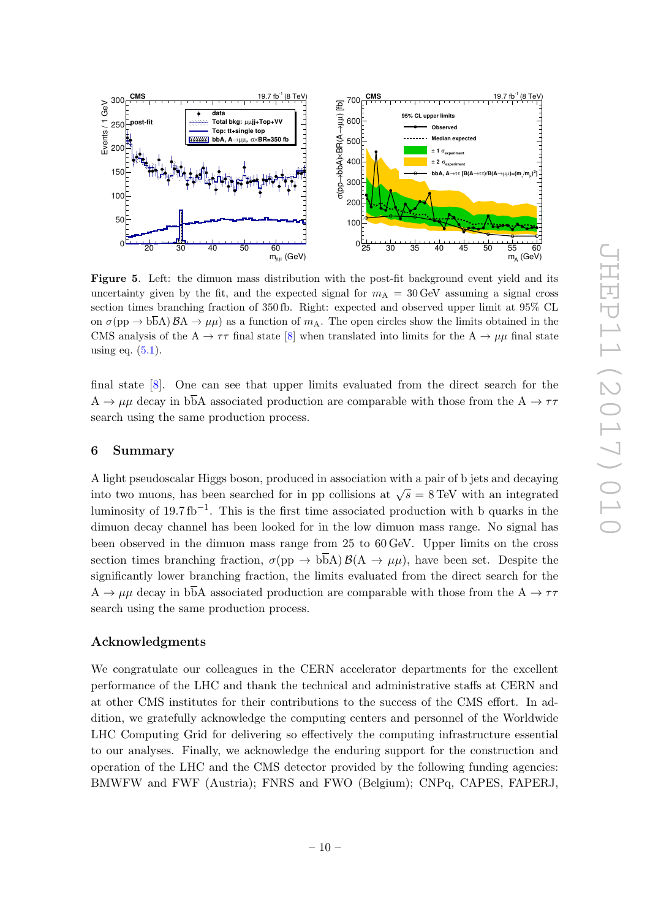**Figure 5**. Left: the dimuon mass distribution with the post-fit background event yield and its uncertainty given by the fit, and the expected signal for $m_A = 30\,\text{GeV}$ assuming a signal cross section times branching fraction of 350 fb. Right: expected and observed upper limit at 95% CL on $\sigma(\text{pp} \to \text{b}\overline{\text{b}}\text{A})\,\mathcal{B}\text{A} \to \mu\mu)$ as a function of $m_A$. The open circles show the limits obtained in the CMS analysis of the $\text{A} \to \tau\tau$ final state [8] when translated into limits for the $\text{A} \to \mu\mu$ final state using eq. (5.1).

final state [8]. One can see that upper limits evaluated from the direct search for the $\text{A} \to \mu\mu$ decay in $\text{b}\overline{\text{b}}\text{A}$ associated production are comparable with those from the $\text{A} \to \tau\tau$ search using the same production process.

## 6 Summary

A light pseudoscalar Higgs boson, produced in association with a pair of b jets and decaying into two muons, has been searched for in pp collisions at $\sqrt{s} = 8\,\text{TeV}$ with an integrated luminosity of $19.7\,\text{fb}^{-1}$. This is the first time associated production with b quarks in the dimuon decay channel has been looked for in the low dimuon mass range. No signal has been observed in the dimuon mass range from 25 to 60 GeV. Upper limits on the cross section times branching fraction, $\sigma(\text{pp} \to \text{b}\overline{\text{b}}\text{A})\,\mathcal{B}(\text{A} \to \mu\mu)$, have been set. Despite the significantly lower branching fraction, the limits evaluated from the direct search for the $\text{A} \to \mu\mu$ decay in $\text{b}\overline{\text{b}}\text{A}$ associated production are comparable with those from the $\text{A} \to \tau\tau$ search using the same production process.

## Acknowledgments

We congratulate our colleagues in the CERN accelerator departments for the excellent performance of the LHC and thank the technical and administrative staffs at CERN and at other CMS institutes for their contributions to the success of the CMS effort. In addition, we gratefully acknowledge the computing centers and personnel of the Worldwide LHC Computing Grid for delivering so effectively the computing infrastructure essential to our analyses. Finally, we acknowledge the enduring support for the construction and operation of the LHC and the CMS detector provided by the following funding agencies: BMWFW and FWF (Austria); FNRS and FWO (Belgium); CNPq, CAPES, FAPERJ,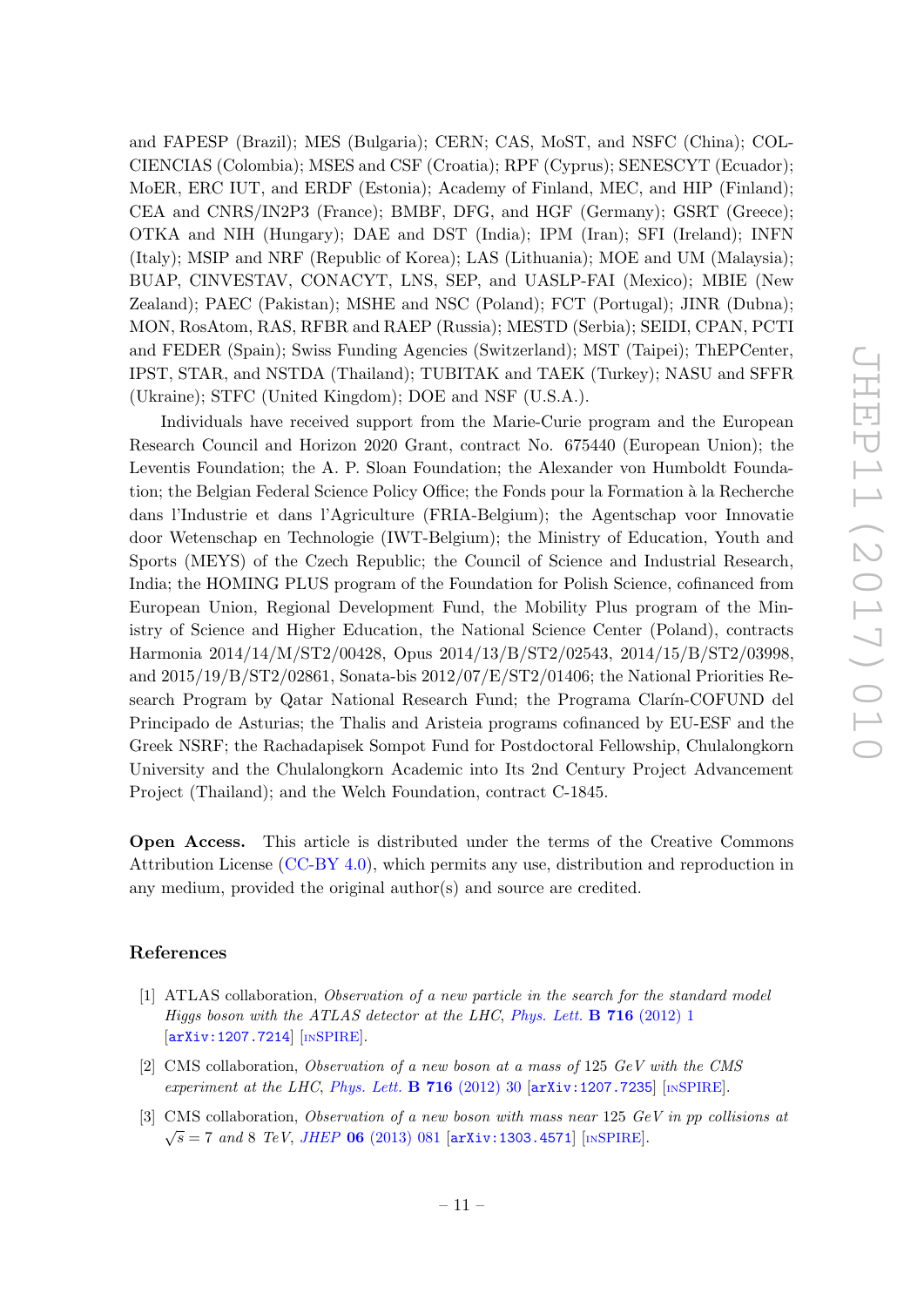and FAPESP (Brazil); MES (Bulgaria); CERN; CAS, MoST, and NSFC (China); COLCIENCIAS (Colombia); MSES and CSF (Croatia); RPF (Cyprus); SENESCYT (Ecuador); MoER, ERC IUT, and ERDF (Estonia); Academy of Finland, MEC, and HIP (Finland); CEA and CNRS/IN2P3 (France); BMBF, DFG, and HGF (Germany); GSRT (Greece); OTKA and NIH (Hungary); DAE and DST (India); IPM (Iran); SFI (Ireland); INFN (Italy); MSIP and NRF (Republic of Korea); LAS (Lithuania); MOE and UM (Malaysia); BUAP, CINVESTAV, CONACYT, LNS, SEP, and UASLP-FAI (Mexico); MBIE (New Zealand); PAEC (Pakistan); MSHE and NSC (Poland); FCT (Portugal); JINR (Dubna); MON, RosAtom, RAS, RFBR and RAEP (Russia); MESTD (Serbia); SEIDI, CPAN, PCTI and FEDER (Spain); Swiss Funding Agencies (Switzerland); MST (Taipei); ThEPCenter, IPST, STAR, and NSTDA (Thailand); TUBITAK and TAEK (Turkey); NASU and SFFR (Ukraine); STFC (United Kingdom); DOE and NSF (U.S.A.).

Individuals have received support from the Marie-Curie program and the European Research Council and Horizon 2020 Grant, contract No. 675440 (European Union); the Leventis Foundation; the A. P. Sloan Foundation; the Alexander von Humboldt Foundation; the Belgian Federal Science Policy Office; the Fonds pour la Formation à la Recherche dans l'Industrie et dans l'Agriculture (FRIA-Belgium); the Agentschap voor Innovatie door Wetenschap en Technologie (IWT-Belgium); the Ministry of Education, Youth and Sports (MEYS) of the Czech Republic; the Council of Science and Industrial Research, India; the HOMING PLUS program of the Foundation for Polish Science, cofinanced from European Union, Regional Development Fund, the Mobility Plus program of the Ministry of Science and Higher Education, the National Science Center (Poland), contracts Harmonia 2014/14/M/ST2/00428, Opus 2014/13/B/ST2/02543, 2014/15/B/ST2/03998, and 2015/19/B/ST2/02861, Sonata-bis 2012/07/E/ST2/01406; the National Priorities Research Program by Qatar National Research Fund; the Programa Clarín-COFUND del Principado de Asturias; the Thalis and Aristeia programs cofinanced by EU-ESF and the Greek NSRF; the Rachadapisek Sompot Fund for Postdoctoral Fellowship, Chulalongkorn University and the Chulalongkorn Academic into Its 2nd Century Project Advancement Project (Thailand); and the Welch Foundation, contract C-1845.

**Open Access.** This article is distributed under the terms of the Creative Commons Attribution License (CC-BY 4.0), which permits any use, distribution and reproduction in any medium, provided the original author(s) and source are credited.

## References

[1] ATLAS collaboration, *Observation of a new particle in the search for the standard model Higgs boson with the ATLAS detector at the LHC*, *Phys. Lett.* **B 716** (2012) 1 [arXiv:1207.7214] [INSPIRE].

[2] CMS collaboration, *Observation of a new boson at a mass of* 125 *GeV with the CMS experiment at the LHC*, *Phys. Lett.* **B 716** (2012) 30 [arXiv:1207.7235] [INSPIRE].

[3] CMS collaboration, *Observation of a new boson with mass near* 125 *GeV in pp collisions at* $\sqrt{s} = 7$ *and* 8 *TeV*, *JHEP* **06** (2013) 081 [arXiv:1303.4571] [INSPIRE].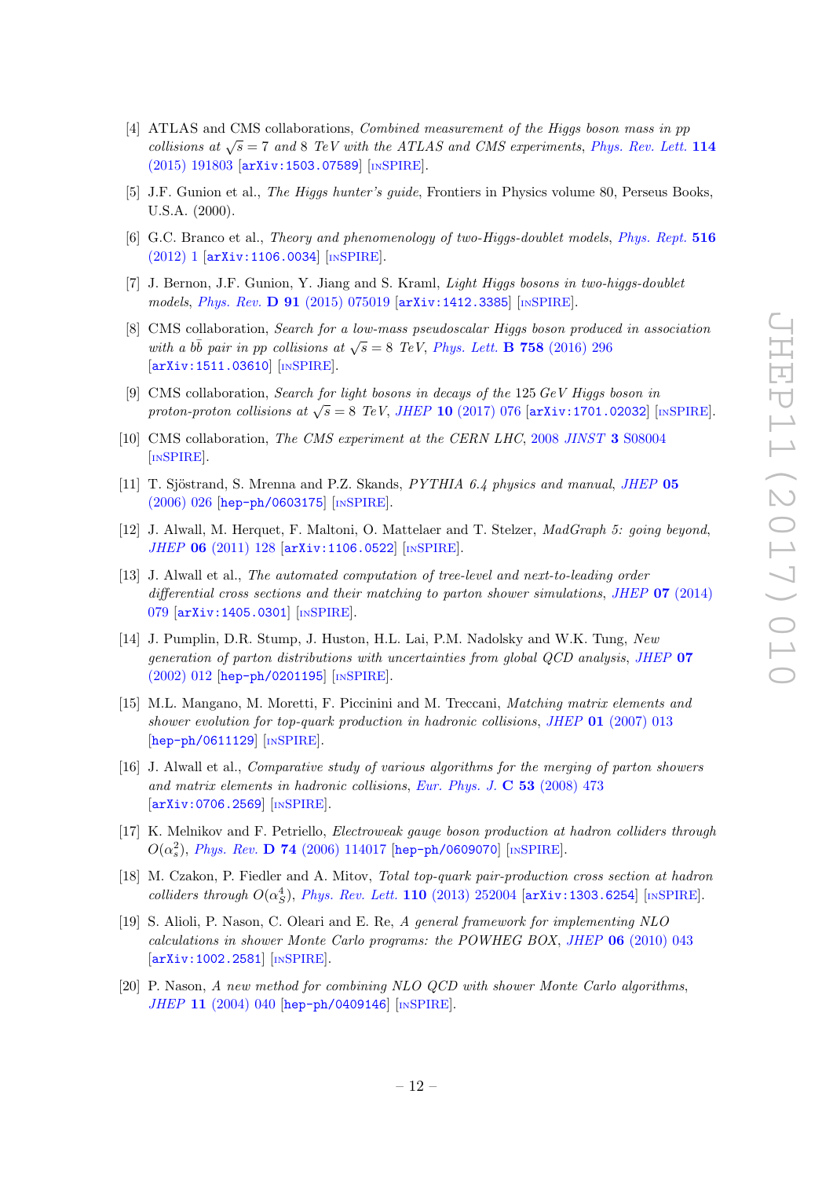[4] ATLAS and CMS collaborations, *Combined measurement of the Higgs boson mass in pp collisions at $\sqrt{s} = 7$ and 8 TeV with the ATLAS and CMS experiments*, Phys. Rev. Lett. **114** (2015) 191803 [arXiv:1503.07589] [INSPIRE].

[5] J.F. Gunion et al., *The Higgs hunter's guide*, Frontiers in Physics volume 80, Perseus Books, U.S.A. (2000).

[6] G.C. Branco et al., *Theory and phenomenology of two-Higgs-doublet models*, Phys. Rept. **516** (2012) 1 [arXiv:1106.0034] [INSPIRE].

[7] J. Bernon, J.F. Gunion, Y. Jiang and S. Kraml, *Light Higgs bosons in two-higgs-doublet models*, Phys. Rev. **D 91** (2015) 075019 [arXiv:1412.3385] [INSPIRE].

[8] CMS collaboration, *Search for a low-mass pseudoscalar Higgs boson produced in association with a $b\bar{b}$ pair in pp collisions at $\sqrt{s} = 8$ TeV*, Phys. Lett. **B 758** (2016) 296 [arXiv:1511.03610] [INSPIRE].

[9] CMS collaboration, *Search for light bosons in decays of the 125 GeV Higgs boson in proton-proton collisions at $\sqrt{s} = 8$ TeV*, JHEP **10** (2017) 076 [arXiv:1701.02032] [INSPIRE].

[10] CMS collaboration, *The CMS experiment at the CERN LHC*, 2008 JINST **3** S08004 [INSPIRE].

[11] T. Sjöstrand, S. Mrenna and P.Z. Skands, *PYTHIA 6.4 physics and manual*, JHEP **05** (2006) 026 [hep-ph/0603175] [INSPIRE].

[12] J. Alwall, M. Herquet, F. Maltoni, O. Mattelaer and T. Stelzer, *MadGraph 5: going beyond*, JHEP **06** (2011) 128 [arXiv:1106.0522] [INSPIRE].

[13] J. Alwall et al., *The automated computation of tree-level and next-to-leading order differential cross sections and their matching to parton shower simulations*, JHEP **07** (2014) 079 [arXiv:1405.0301] [INSPIRE].

[14] J. Pumplin, D.R. Stump, J. Huston, H.L. Lai, P.M. Nadolsky and W.K. Tung, *New generation of parton distributions with uncertainties from global QCD analysis*, JHEP **07** (2002) 012 [hep-ph/0201195] [INSPIRE].

[15] M.L. Mangano, M. Moretti, F. Piccinini and M. Treccani, *Matching matrix elements and shower evolution for top-quark production in hadronic collisions*, JHEP **01** (2007) 013 [hep-ph/0611129] [INSPIRE].

[16] J. Alwall et al., *Comparative study of various algorithms for the merging of parton showers and matrix elements in hadronic collisions*, Eur. Phys. J. **C 53** (2008) 473 [arXiv:0706.2569] [INSPIRE].

[17] K. Melnikov and F. Petriello, *Electroweak gauge boson production at hadron colliders through $O(\alpha_s^2)$*, Phys. Rev. **D 74** (2006) 114017 [hep-ph/0609070] [INSPIRE].

[18] M. Czakon, P. Fiedler and A. Mitov, *Total top-quark pair-production cross section at hadron colliders through $O(\alpha_S^4)$*, Phys. Rev. Lett. **110** (2013) 252004 [arXiv:1303.6254] [INSPIRE].

[19] S. Alioli, P. Nason, C. Oleari and E. Re, *A general framework for implementing NLO calculations in shower Monte Carlo programs: the POWHEG BOX*, JHEP **06** (2010) 043 [arXiv:1002.2581] [INSPIRE].

[20] P. Nason, *A new method for combining NLO QCD with shower Monte Carlo algorithms*, JHEP **11** (2004) 040 [hep-ph/0409146] [INSPIRE].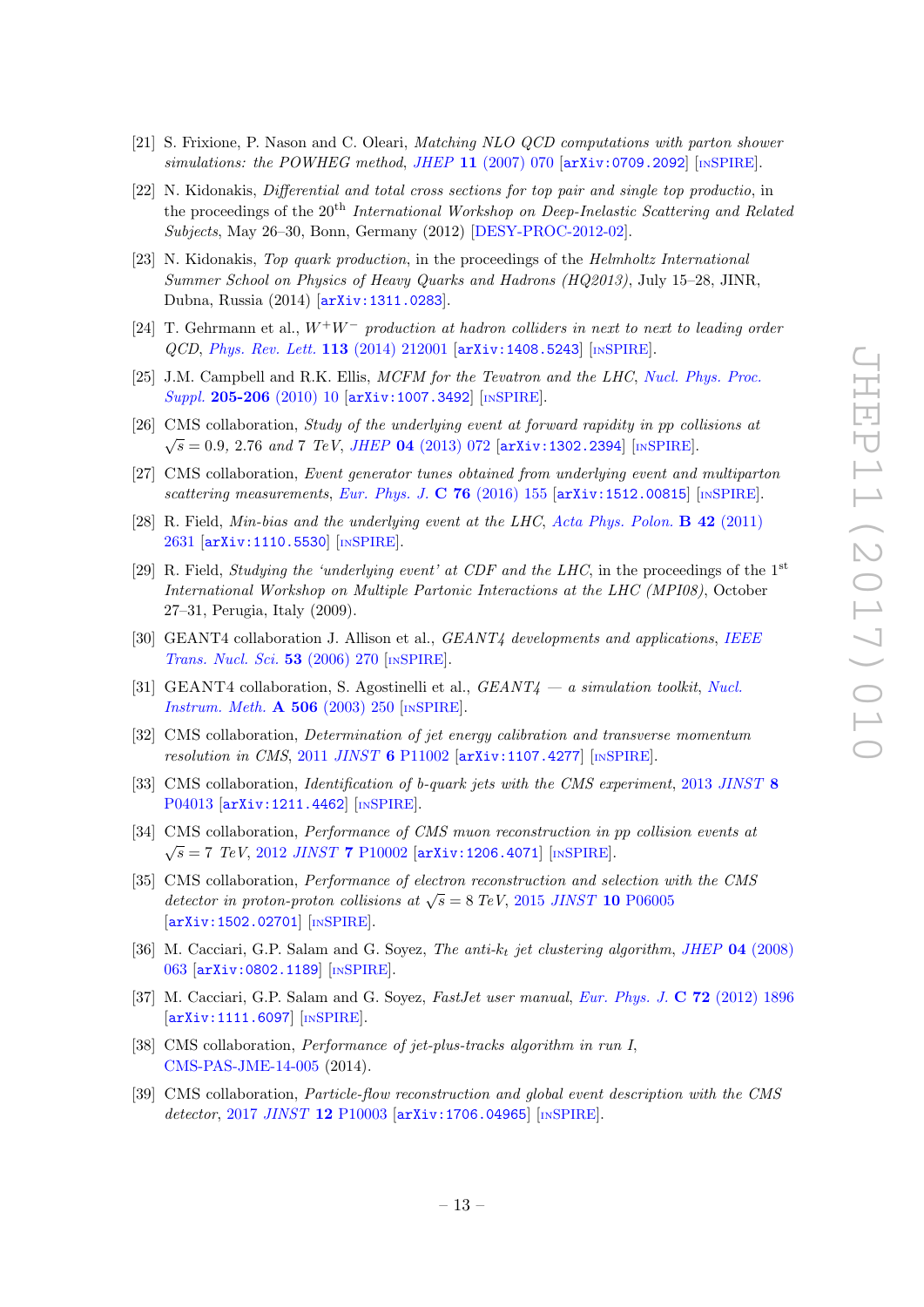[21] S. Frixione, P. Nason and C. Oleari, *Matching NLO QCD computations with parton shower simulations: the POWHEG method*, JHEP **11** (2007) 070 [arXiv:0709.2092] [INSPIRE].

[22] N. Kidonakis, *Differential and total cross sections for top pair and single top productio*, in the proceedings of the 20th *International Workshop on Deep-Inelastic Scattering and Related Subjects*, May 26–30, Bonn, Germany (2012) [DESY-PROC-2012-02].

[23] N. Kidonakis, *Top quark production*, in the proceedings of the *Helmholtz International Summer School on Physics of Heavy Quarks and Hadrons (HQ2013)*, July 15–28, JINR, Dubna, Russia (2014) [arXiv:1311.0283].

[24] T. Gehrmann et al., *$W^+W^-$ production at hadron colliders in next to next to leading order QCD*, Phys. Rev. Lett. **113** (2014) 212001 [arXiv:1408.5243] [INSPIRE].

[25] J.M. Campbell and R.K. Ellis, *MCFM for the Tevatron and the LHC*, Nucl. Phys. Proc. Suppl. **205-206** (2010) 10 [arXiv:1007.3492] [INSPIRE].

[26] CMS collaboration, *Study of the underlying event at forward rapidity in pp collisions at $\sqrt{s} = 0.9$, 2.76 and 7 TeV*, JHEP **04** (2013) 072 [arXiv:1302.2394] [INSPIRE].

[27] CMS collaboration, *Event generator tunes obtained from underlying event and multiparton scattering measurements*, Eur. Phys. J. **C 76** (2016) 155 [arXiv:1512.00815] [INSPIRE].

[28] R. Field, *Min-bias and the underlying event at the LHC*, Acta Phys. Polon. **B 42** (2011) 2631 [arXiv:1110.5530] [INSPIRE].

[29] R. Field, *Studying the 'underlying event' at CDF and the LHC*, in the proceedings of the 1st *International Workshop on Multiple Partonic Interactions at the LHC (MPI08)*, October 27–31, Perugia, Italy (2009).

[30] GEANT4 collaboration J. Allison et al., *GEANT4 developments and applications*, IEEE Trans. Nucl. Sci. **53** (2006) 270 [INSPIRE].

[31] GEANT4 collaboration, S. Agostinelli et al., *GEANT4 — a simulation toolkit*, Nucl. Instrum. Meth. **A 506** (2003) 250 [INSPIRE].

[32] CMS collaboration, *Determination of jet energy calibration and transverse momentum resolution in CMS*, 2011 JINST **6** P11002 [arXiv:1107.4277] [INSPIRE].

[33] CMS collaboration, *Identification of b-quark jets with the CMS experiment*, 2013 JINST **8** P04013 [arXiv:1211.4462] [INSPIRE].

[34] CMS collaboration, *Performance of CMS muon reconstruction in pp collision events at $\sqrt{s} = 7$ TeV*, 2012 JINST **7** P10002 [arXiv:1206.4071] [INSPIRE].

[35] CMS collaboration, *Performance of electron reconstruction and selection with the CMS detector in proton-proton collisions at $\sqrt{s} = 8$ TeV*, 2015 JINST **10** P06005 [arXiv:1502.02701] [INSPIRE].

[36] M. Cacciari, G.P. Salam and G. Soyez, *The anti-$k_t$ jet clustering algorithm*, JHEP **04** (2008) 063 [arXiv:0802.1189] [INSPIRE].

[37] M. Cacciari, G.P. Salam and G. Soyez, *FastJet user manual*, Eur. Phys. J. **C 72** (2012) 1896 [arXiv:1111.6097] [INSPIRE].

[38] CMS collaboration, *Performance of jet-plus-tracks algorithm in run I*, CMS-PAS-JME-14-005 (2014).

[39] CMS collaboration, *Particle-flow reconstruction and global event description with the CMS detector*, 2017 JINST **12** P10003 [arXiv:1706.04965] [INSPIRE].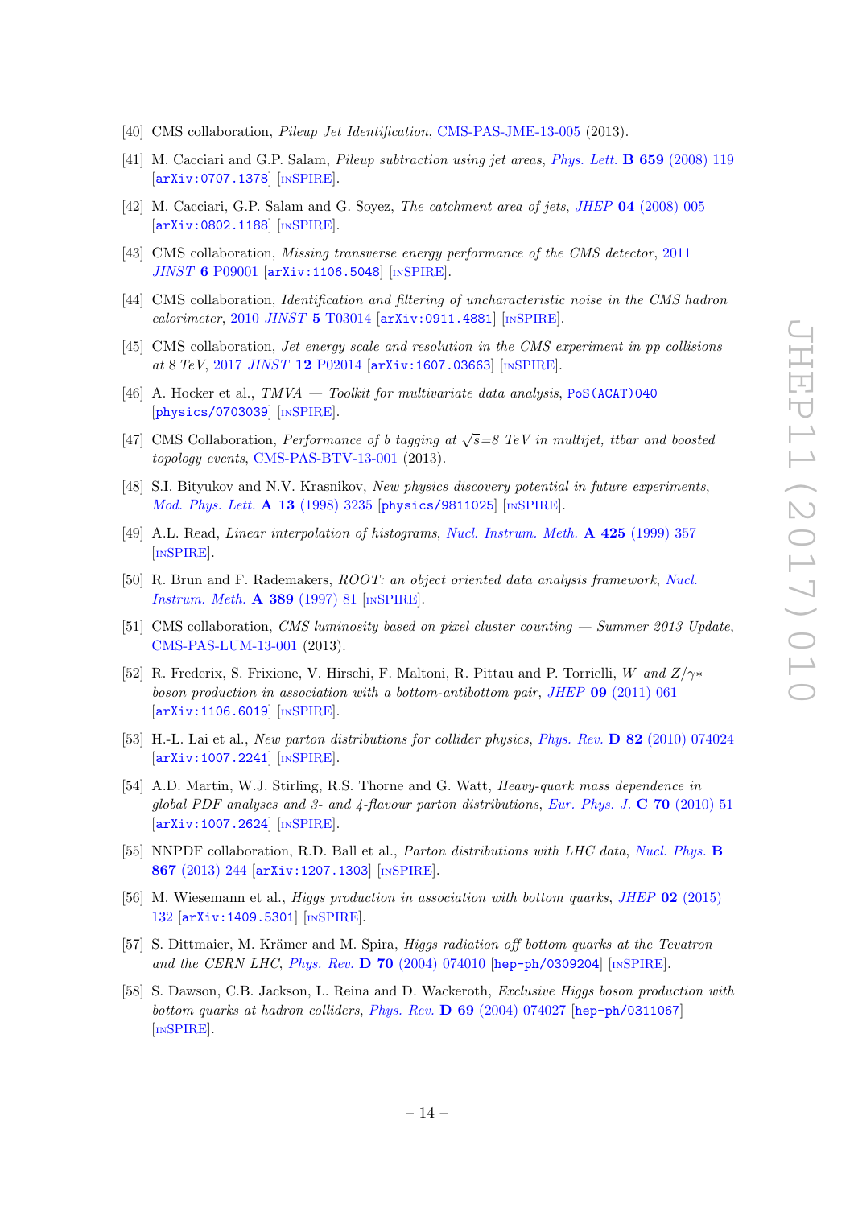[40] CMS collaboration, *Pileup Jet Identification*, CMS-PAS-JME-13-005 (2013).

[41] M. Cacciari and G.P. Salam, *Pileup subtraction using jet areas*, *Phys. Lett.* **B 659** (2008) 119 [arXiv:0707.1378] [INSPIRE].

[42] M. Cacciari, G.P. Salam and G. Soyez, *The catchment area of jets*, *JHEP* **04** (2008) 005 [arXiv:0802.1188] [INSPIRE].

[43] CMS collaboration, *Missing transverse energy performance of the CMS detector*, 2011 *JINST* **6** P09001 [arXiv:1106.5048] [INSPIRE].

[44] CMS collaboration, *Identification and filtering of uncharacteristic noise in the CMS hadron calorimeter*, 2010 *JINST* **5** T03014 [arXiv:0911.4881] [INSPIRE].

[45] CMS collaboration, *Jet energy scale and resolution in the CMS experiment in pp collisions at* 8 *TeV*, 2017 *JINST* **12** P02014 [arXiv:1607.03663] [INSPIRE].

[46] A. Hocker et al., *TMVA — Toolkit for multivariate data analysis*, PoS(ACAT)040 [physics/0703039] [INSPIRE].

[47] CMS Collaboration, *Performance of b tagging at $\sqrt{s}$=8 TeV in multijet, ttbar and boosted topology events*, CMS-PAS-BTV-13-001 (2013).

[48] S.I. Bityukov and N.V. Krasnikov, *New physics discovery potential in future experiments*, *Mod. Phys. Lett.* **A 13** (1998) 3235 [physics/9811025] [INSPIRE].

[49] A.L. Read, *Linear interpolation of histograms*, *Nucl. Instrum. Meth.* **A 425** (1999) 357 [INSPIRE].

[50] R. Brun and F. Rademakers, *ROOT: an object oriented data analysis framework*, *Nucl. Instrum. Meth.* **A 389** (1997) 81 [INSPIRE].

[51] CMS collaboration, *CMS luminosity based on pixel cluster counting — Summer 2013 Update*, CMS-PAS-LUM-13-001 (2013).

[52] R. Frederix, S. Frixione, V. Hirschi, F. Maltoni, R. Pittau and P. Torrielli, *W and Z/γ∗ boson production in association with a bottom-antibottom pair*, *JHEP* **09** (2011) 061 [arXiv:1106.6019] [INSPIRE].

[53] H.-L. Lai et al., *New parton distributions for collider physics*, *Phys. Rev.* **D 82** (2010) 074024 [arXiv:1007.2241] [INSPIRE].

[54] A.D. Martin, W.J. Stirling, R.S. Thorne and G. Watt, *Heavy-quark mass dependence in global PDF analyses and 3- and 4-flavour parton distributions*, *Eur. Phys. J.* **C 70** (2010) 51 [arXiv:1007.2624] [INSPIRE].

[55] NNPDF collaboration, R.D. Ball et al., *Parton distributions with LHC data*, *Nucl. Phys.* **B 867** (2013) 244 [arXiv:1207.1303] [INSPIRE].

[56] M. Wiesemann et al., *Higgs production in association with bottom quarks*, *JHEP* **02** (2015) 132 [arXiv:1409.5301] [INSPIRE].

[57] S. Dittmaier, M. Krämer and M. Spira, *Higgs radiation off bottom quarks at the Tevatron and the CERN LHC*, *Phys. Rev.* **D 70** (2004) 074010 [hep-ph/0309204] [INSPIRE].

[58] S. Dawson, C.B. Jackson, L. Reina and D. Wackeroth, *Exclusive Higgs boson production with bottom quarks at hadron colliders*, *Phys. Rev.* **D 69** (2004) 074027 [hep-ph/0311067] [INSPIRE].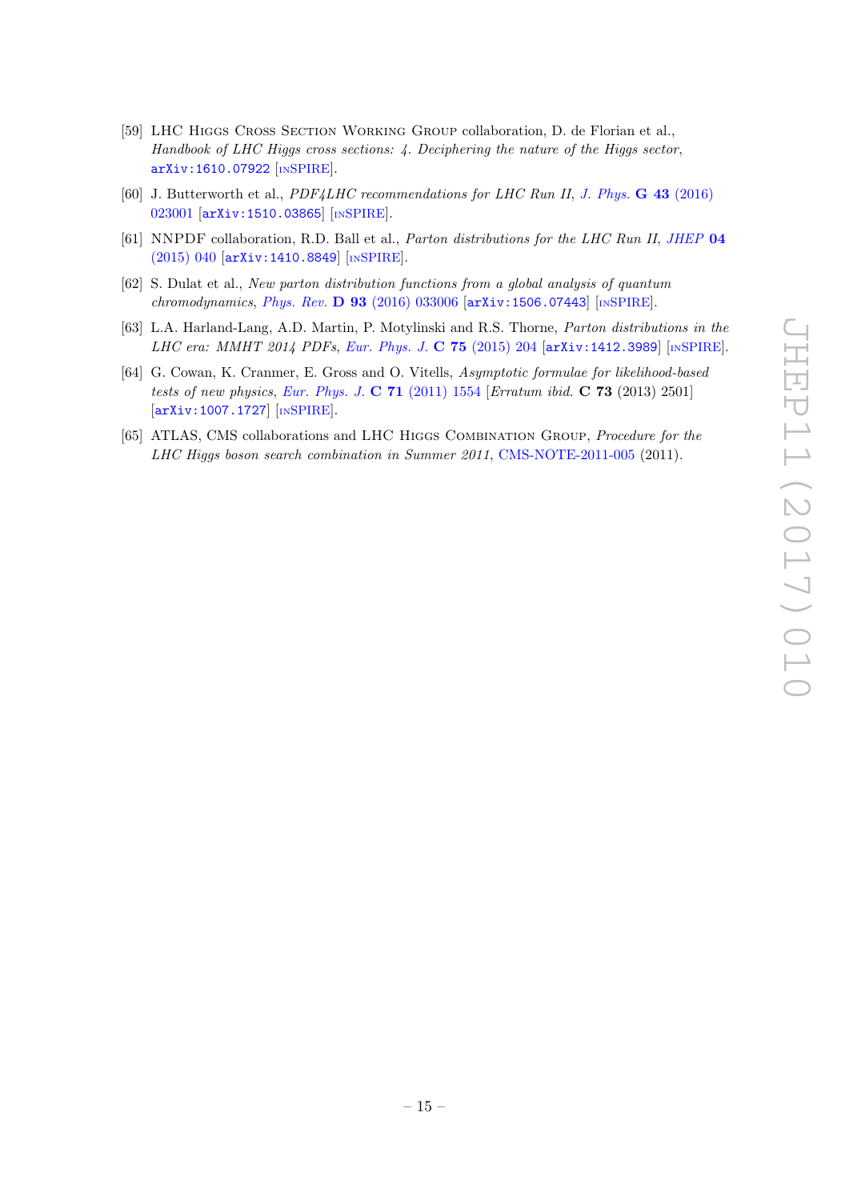[59] LHC Higgs Cross Section Working Group collaboration, D. de Florian et al., *Handbook of LHC Higgs cross sections: 4. Deciphering the nature of the Higgs sector*, arXiv:1610.07922 [INSPIRE].

[60] J. Butterworth et al., *PDF4LHC recommendations for LHC Run II*, J. Phys. **G 43** (2016) 023001 [arXiv:1510.03865] [INSPIRE].

[61] NNPDF collaboration, R.D. Ball et al., *Parton distributions for the LHC Run II*, JHEP **04** (2015) 040 [arXiv:1410.8849] [INSPIRE].

[62] S. Dulat et al., *New parton distribution functions from a global analysis of quantum chromodynamics*, Phys. Rev. **D 93** (2016) 033006 [arXiv:1506.07443] [INSPIRE].

[63] L.A. Harland-Lang, A.D. Martin, P. Motylinski and R.S. Thorne, *Parton distributions in the LHC era: MMHT 2014 PDFs*, Eur. Phys. J. **C 75** (2015) 204 [arXiv:1412.3989] [INSPIRE].

[64] G. Cowan, K. Cranmer, E. Gross and O. Vitells, *Asymptotic formulae for likelihood-based tests of new physics*, Eur. Phys. J. **C 71** (2011) 1554 [*Erratum ibid.* **C 73** (2013) 2501] [arXiv:1007.1727] [INSPIRE].

[65] ATLAS, CMS collaborations and LHC Higgs Combination Group, *Procedure for the LHC Higgs boson search combination in Summer 2011*, CMS-NOTE-2011-005 (2011).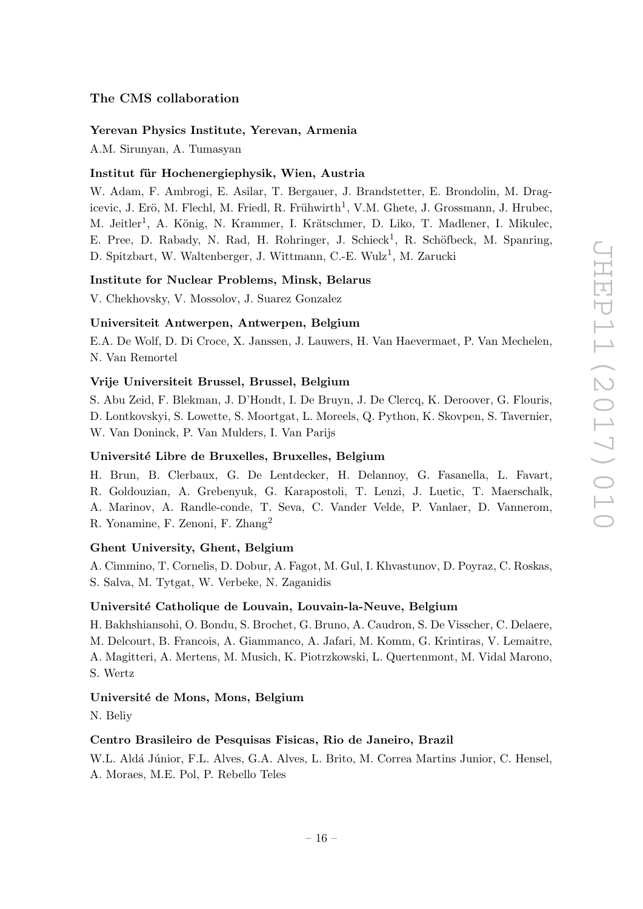### The CMS collaboration

**Yerevan Physics Institute, Yerevan, Armenia**

A.M. Sirunyan, A. Tumasyan

**Institut für Hochenergiephysik, Wien, Austria**

W. Adam, F. Ambrogi, E. Asilar, T. Bergauer, J. Brandstetter, E. Brondolin, M. Dragicevic, J. Erö, M. Flechl, M. Friedl, R. Frühwirth[1], V.M. Ghete, J. Grossmann, J. Hrubec, M. Jeitler[1], A. König, N. Krammer, I. Krätschmer, D. Liko, T. Madlener, I. Mikulec, E. Pree, D. Rabady, N. Rad, H. Rohringer, J. Schieck[1], R. Schöfbeck, M. Spanring, D. Spitzbart, W. Waltenberger, J. Wittmann, C.-E. Wulz[1], M. Zarucki

**Institute for Nuclear Problems, Minsk, Belarus**

V. Chekhovsky, V. Mossolov, J. Suarez Gonzalez

**Universiteit Antwerpen, Antwerpen, Belgium**

E.A. De Wolf, D. Di Croce, X. Janssen, J. Lauwers, H. Van Haevermaet, P. Van Mechelen, N. Van Remortel

**Vrije Universiteit Brussel, Brussel, Belgium**

S. Abu Zeid, F. Blekman, J. D'Hondt, I. De Bruyn, J. De Clercq, K. Deroover, G. Flouris, D. Lontkovskyi, S. Lowette, S. Moortgat, L. Moreels, Q. Python, K. Skovpen, S. Tavernier, W. Van Doninck, P. Van Mulders, I. Van Parijs

**Université Libre de Bruxelles, Bruxelles, Belgium**

H. Brun, B. Clerbaux, G. De Lentdecker, H. Delannoy, G. Fasanella, L. Favart, R. Goldouzian, A. Grebenyuk, G. Karapostoli, T. Lenzi, J. Luetic, T. Maerschalk, A. Marinov, A. Randle-conde, T. Seva, C. Vander Velde, P. Vanlaer, D. Vannerom, R. Yonamine, F. Zenoni, F. Zhang[2]

**Ghent University, Ghent, Belgium**

A. Cimmino, T. Cornelis, D. Dobur, A. Fagot, M. Gul, I. Khvastunov, D. Poyraz, C. Roskas, S. Salva, M. Tytgat, W. Verbeke, N. Zaganidis

**Université Catholique de Louvain, Louvain-la-Neuve, Belgium**

H. Bakhshiansohi, O. Bondu, S. Brochet, G. Bruno, A. Caudron, S. De Visscher, C. Delaere, M. Delcourt, B. Francois, A. Giammanco, A. Jafari, M. Komm, G. Krintiras, V. Lemaitre, A. Magitteri, A. Mertens, M. Musich, K. Piotrzkowski, L. Quertenmont, M. Vidal Marono, S. Wertz

**Université de Mons, Mons, Belgium**

N. Beliy

**Centro Brasileiro de Pesquisas Fisicas, Rio de Janeiro, Brazil**

W.L. Aldá Júnior, F.L. Alves, G.A. Alves, L. Brito, M. Correa Martins Junior, C. Hensel, A. Moraes, M.E. Pol, P. Rebello Teles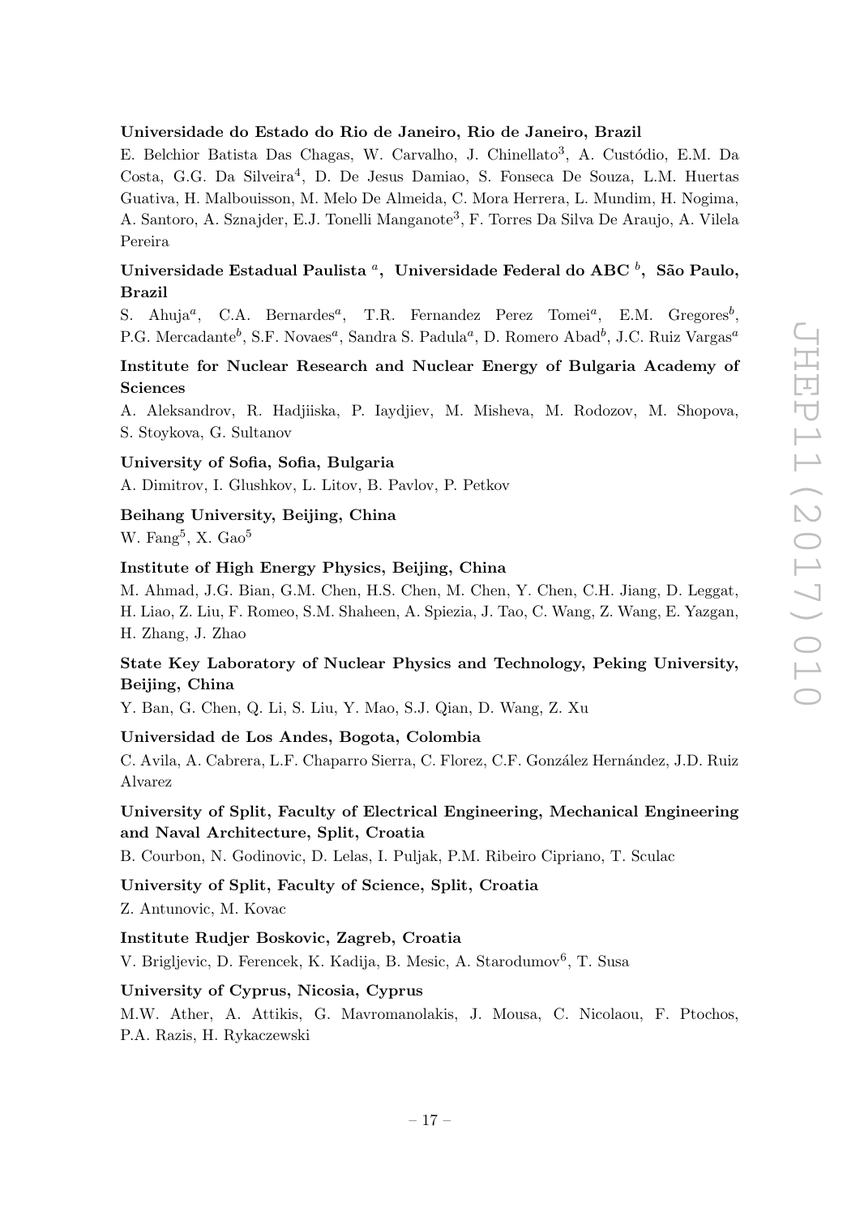**Universidade do Estado do Rio de Janeiro, Rio de Janeiro, Brazil**

E. Belchior Batista Das Chagas, W. Carvalho, J. Chinellato[3], A. Custódio, E.M. Da Costa, G.G. Da Silveira[4], D. De Jesus Damiao, S. Fonseca De Souza, L.M. Huertas Guativa, H. Malbouisson, M. Melo De Almeida, C. Mora Herrera, L. Mundim, H. Nogima, A. Santoro, A. Sznajder, E.J. Tonelli Manganote[3], F. Torres Da Silva De Araujo, A. Vilela Pereira

**Universidade Estadual Paulista [a], Universidade Federal do ABC [b], São Paulo, Brazil**

S. Ahuja[a], C.A. Bernardes[a], T.R. Fernandez Perez Tomei[a], E.M. Gregores[b], P.G. Mercadante[b], S.F. Novaes[a], Sandra S. Padula[a], D. Romero Abad[b], J.C. Ruiz Vargas[a]

**Institute for Nuclear Research and Nuclear Energy of Bulgaria Academy of Sciences**

A. Aleksandrov, R. Hadjiiska, P. Iaydjiev, M. Misheva, M. Rodozov, M. Shopova, S. Stoykova, G. Sultanov

**University of Sofia, Sofia, Bulgaria**

A. Dimitrov, I. Glushkov, L. Litov, B. Pavlov, P. Petkov

**Beihang University, Beijing, China**

W. Fang[5], X. Gao[5]

**Institute of High Energy Physics, Beijing, China**

M. Ahmad, J.G. Bian, G.M. Chen, H.S. Chen, M. Chen, Y. Chen, C.H. Jiang, D. Leggat, H. Liao, Z. Liu, F. Romeo, S.M. Shaheen, A. Spiezia, J. Tao, C. Wang, Z. Wang, E. Yazgan, H. Zhang, J. Zhao

**State Key Laboratory of Nuclear Physics and Technology, Peking University, Beijing, China**

Y. Ban, G. Chen, Q. Li, S. Liu, Y. Mao, S.J. Qian, D. Wang, Z. Xu

**Universidad de Los Andes, Bogota, Colombia**

C. Avila, A. Cabrera, L.F. Chaparro Sierra, C. Florez, C.F. González Hernández, J.D. Ruiz Alvarez

**University of Split, Faculty of Electrical Engineering, Mechanical Engineering and Naval Architecture, Split, Croatia**

B. Courbon, N. Godinovic, D. Lelas, I. Puljak, P.M. Ribeiro Cipriano, T. Sculac

**University of Split, Faculty of Science, Split, Croatia**

Z. Antunovic, M. Kovac

**Institute Rudjer Boskovic, Zagreb, Croatia**

V. Brigljevic, D. Ferencek, K. Kadija, B. Mesic, A. Starodumov[6], T. Susa

**University of Cyprus, Nicosia, Cyprus**

M.W. Ather, A. Attikis, G. Mavromanolakis, J. Mousa, C. Nicolaou, F. Ptochos, P.A. Razis, H. Rykaczewski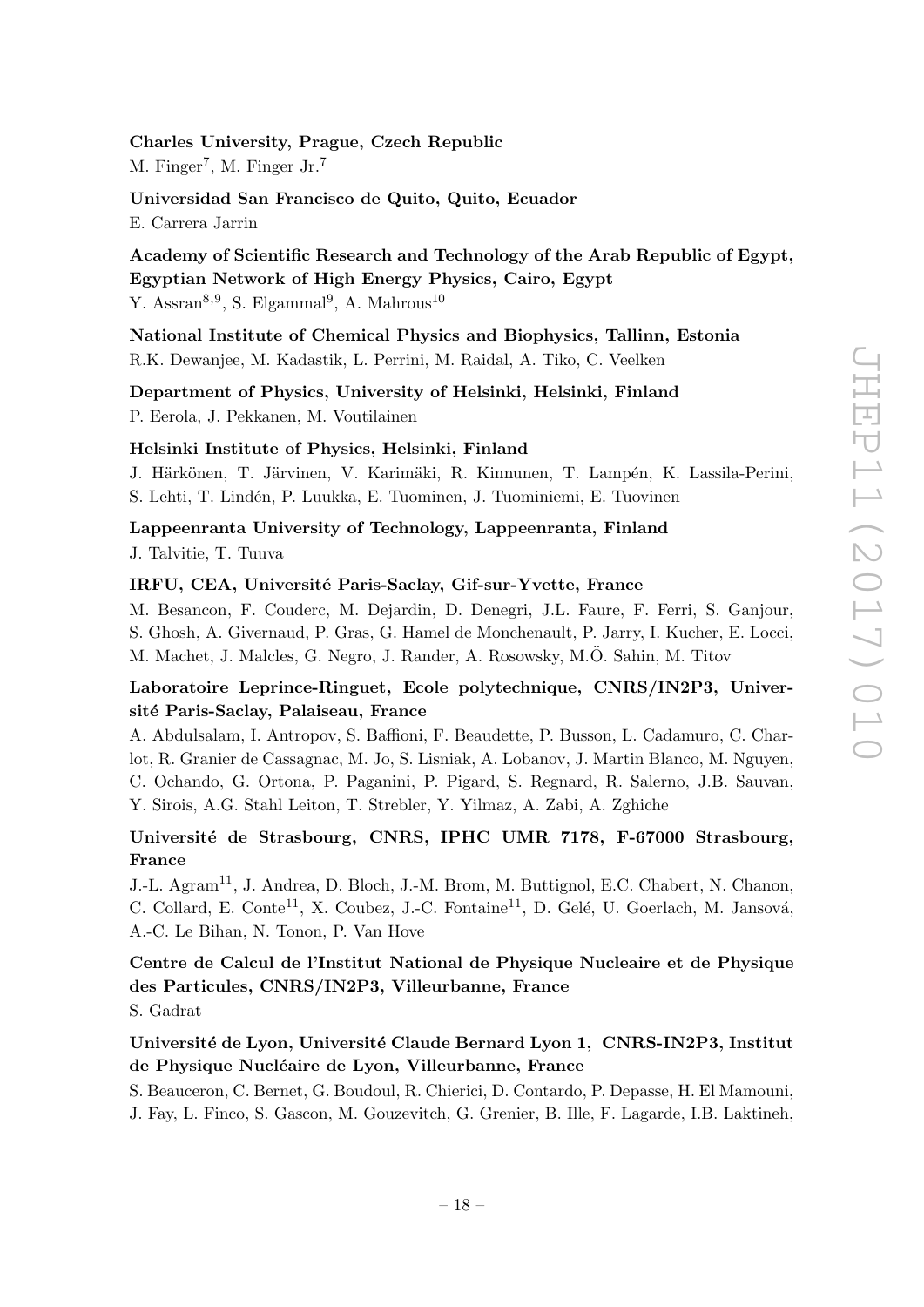**Charles University, Prague, Czech Republic**

M. Finger[7], M. Finger Jr.[7]

**Universidad San Francisco de Quito, Quito, Ecuador**

E. Carrera Jarrin

**Academy of Scientific Research and Technology of the Arab Republic of Egypt, Egyptian Network of High Energy Physics, Cairo, Egypt**

Y. Assran[8,9], S. Elgammal[9], A. Mahrous[10]

**National Institute of Chemical Physics and Biophysics, Tallinn, Estonia**

R.K. Dewanjee, M. Kadastik, L. Perrini, M. Raidal, A. Tiko, C. Veelken

**Department of Physics, University of Helsinki, Helsinki, Finland**

P. Eerola, J. Pekkanen, M. Voutilainen

**Helsinki Institute of Physics, Helsinki, Finland**

J. Härkönen, T. Järvinen, V. Karimäki, R. Kinnunen, T. Lampén, K. Lassila-Perini, S. Lehti, T. Lindén, P. Luukka, E. Tuominen, J. Tuominiemi, E. Tuovinen

**Lappeenranta University of Technology, Lappeenranta, Finland**

J. Talvitie, T. Tuuva

**IRFU, CEA, Université Paris-Saclay, Gif-sur-Yvette, France**

M. Besancon, F. Couderc, M. Dejardin, D. Denegri, J.L. Faure, F. Ferri, S. Ganjour, S. Ghosh, A. Givernaud, P. Gras, G. Hamel de Monchenault, P. Jarry, I. Kucher, E. Locci, M. Machet, J. Malcles, G. Negro, J. Rander, A. Rosowsky, M.Ö. Sahin, M. Titov

**Laboratoire Leprince-Ringuet, Ecole polytechnique, CNRS/IN2P3, Université Paris-Saclay, Palaiseau, France**

A. Abdulsalam, I. Antropov, S. Baffioni, F. Beaudette, P. Busson, L. Cadamuro, C. Charlot, R. Granier de Cassagnac, M. Jo, S. Lisniak, A. Lobanov, J. Martin Blanco, M. Nguyen, C. Ochando, G. Ortona, P. Paganini, P. Pigard, S. Regnard, R. Salerno, J.B. Sauvan, Y. Sirois, A.G. Stahl Leiton, T. Strebler, Y. Yilmaz, A. Zabi, A. Zghiche

**Université de Strasbourg, CNRS, IPHC UMR 7178, F-67000 Strasbourg, France**

J.-L. Agram[11], J. Andrea, D. Bloch, J.-M. Brom, M. Buttignol, E.C. Chabert, N. Chanon, C. Collard, E. Conte[11], X. Coubez, J.-C. Fontaine[11], D. Gelé, U. Goerlach, M. Jansová, A.-C. Le Bihan, N. Tonon, P. Van Hove

**Centre de Calcul de l'Institut National de Physique Nucleaire et de Physique des Particules, CNRS/IN2P3, Villeurbanne, France**

S. Gadrat

**Université de Lyon, Université Claude Bernard Lyon 1, CNRS-IN2P3, Institut de Physique Nucléaire de Lyon, Villeurbanne, France**

S. Beauceron, C. Bernet, G. Boudoul, R. Chierici, D. Contardo, P. Depasse, H. El Mamouni, J. Fay, L. Finco, S. Gascon, M. Gouzevitch, G. Grenier, B. Ille, F. Lagarde, I.B. Laktineh,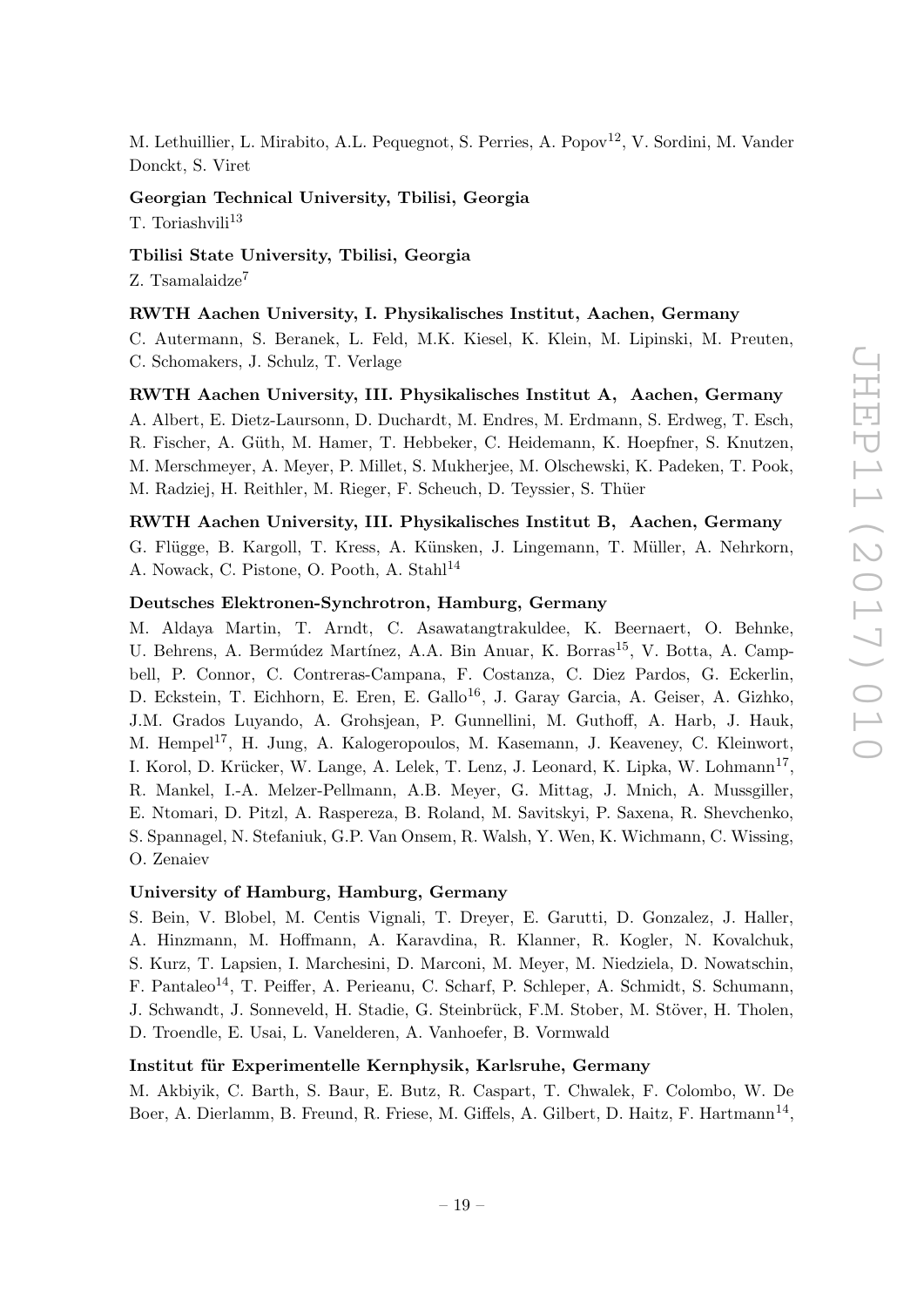M. Lethuillier, L. Mirabito, A.L. Pequegnot, S. Perries, A. Popov[12], V. Sordini, M. Vander Donckt, S. Viret

**Georgian Technical University, Tbilisi, Georgia**

T. Toriashvili[13]

**Tbilisi State University, Tbilisi, Georgia**

Z. Tsamalaidze[7]

**RWTH Aachen University, I. Physikalisches Institut, Aachen, Germany**

C. Autermann, S. Beranek, L. Feld, M.K. Kiesel, K. Klein, M. Lipinski, M. Preuten, C. Schomakers, J. Schulz, T. Verlage

**RWTH Aachen University, III. Physikalisches Institut A, Aachen, Germany**

A. Albert, E. Dietz-Laursonn, D. Duchardt, M. Endres, M. Erdmann, S. Erdweg, T. Esch, R. Fischer, A. Güth, M. Hamer, T. Hebbeker, C. Heidemann, K. Hoepfner, S. Knutzen, M. Merschmeyer, A. Meyer, P. Millet, S. Mukherjee, M. Olschewski, K. Padeken, T. Pook, M. Radziej, H. Reithler, M. Rieger, F. Scheuch, D. Teyssier, S. Thüer

**RWTH Aachen University, III. Physikalisches Institut B, Aachen, Germany**

G. Flügge, B. Kargoll, T. Kress, A. Künsken, J. Lingemann, T. Müller, A. Nehrkorn, A. Nowack, C. Pistone, O. Pooth, A. Stahl[14]

**Deutsches Elektronen-Synchrotron, Hamburg, Germany**

M. Aldaya Martin, T. Arndt, C. Asawatangtrakuldee, K. Beernaert, O. Behnke, U. Behrens, A. Bermúdez Martínez, A.A. Bin Anuar, K. Borras[15], V. Botta, A. Campbell, P. Connor, C. Contreras-Campana, F. Costanza, C. Diez Pardos, G. Eckerlin, D. Eckstein, T. Eichhorn, E. Eren, E. Gallo[16], J. Garay Garcia, A. Geiser, A. Gizhko, J.M. Grados Luyando, A. Grohsjean, P. Gunnellini, M. Guthoff, A. Harb, J. Hauk, M. Hempel[17], H. Jung, A. Kalogeropoulos, M. Kasemann, J. Keaveney, C. Kleinwort, I. Korol, D. Krücker, W. Lange, A. Lelek, T. Lenz, J. Leonard, K. Lipka, W. Lohmann[17], R. Mankel, I.-A. Melzer-Pellmann, A.B. Meyer, G. Mittag, J. Mnich, A. Mussgiller, E. Ntomari, D. Pitzl, A. Raspereza, B. Roland, M. Savitskyi, P. Saxena, R. Shevchenko, S. Spannagel, N. Stefaniuk, G.P. Van Onsem, R. Walsh, Y. Wen, K. Wichmann, C. Wissing, O. Zenaiev

**University of Hamburg, Hamburg, Germany**

S. Bein, V. Blobel, M. Centis Vignali, T. Dreyer, E. Garutti, D. Gonzalez, J. Haller, A. Hinzmann, M. Hoffmann, A. Karavdina, R. Klanner, R. Kogler, N. Kovalchuk, S. Kurz, T. Lapsien, I. Marchesini, D. Marconi, M. Meyer, M. Niedziela, D. Nowatschin, F. Pantaleo[14], T. Peiffer, A. Perieanu, C. Scharf, P. Schleper, A. Schmidt, S. Schumann, J. Schwandt, J. Sonneveld, H. Stadie, G. Steinbrück, F.M. Stober, M. Stöver, H. Tholen, D. Troendle, E. Usai, L. Vanelderen, A. Vanhoefer, B. Vormwald

**Institut für Experimentelle Kernphysik, Karlsruhe, Germany**

M. Akbiyik, C. Barth, S. Baur, E. Butz, R. Caspart, T. Chwalek, F. Colombo, W. De Boer, A. Dierlamm, B. Freund, R. Friese, M. Giffels, A. Gilbert, D. Haitz, F. Hartmann[14],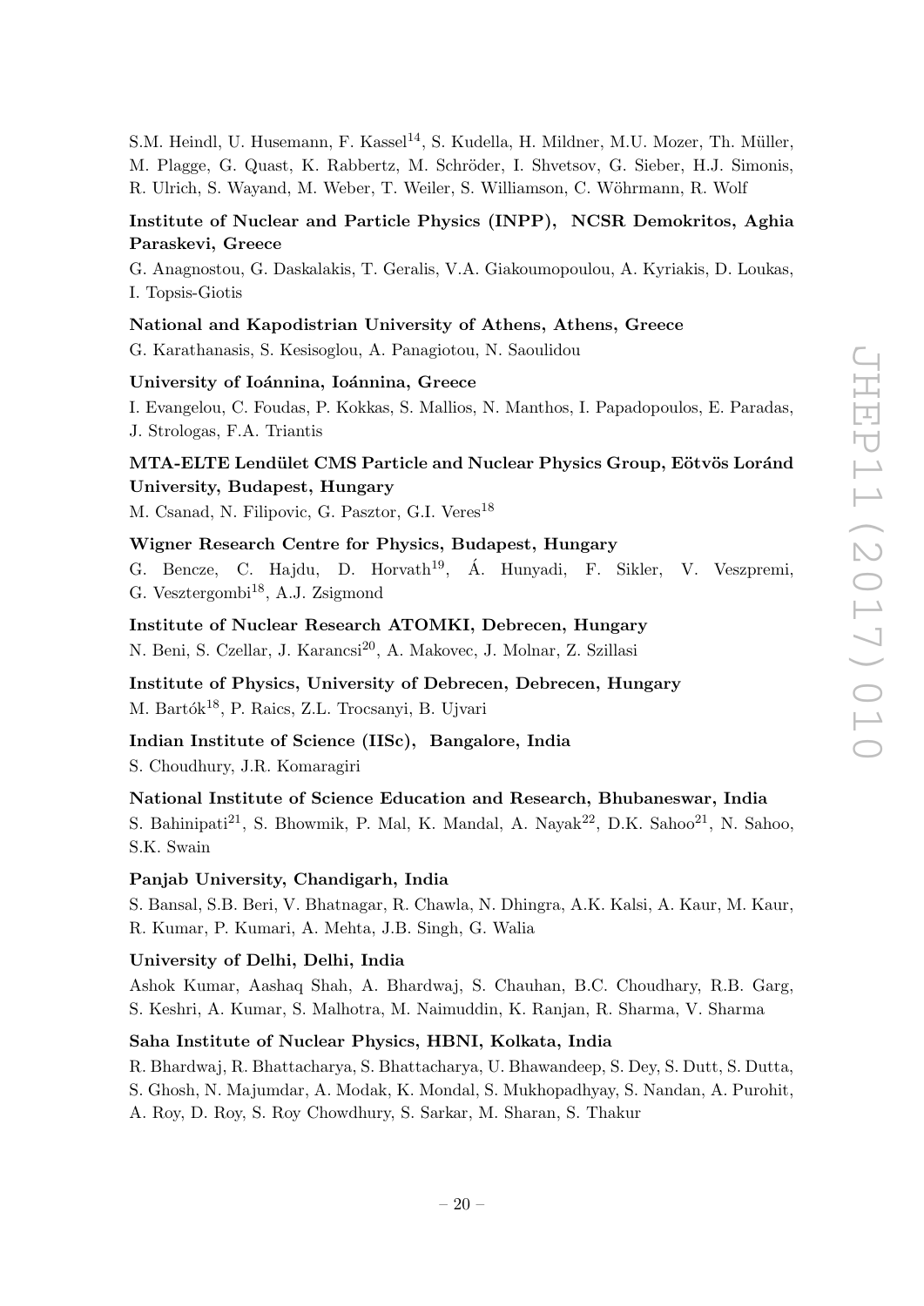S.M. Heindl, U. Husemann, F. Kassel[14], S. Kudella, H. Mildner, M.U. Mozer, Th. Müller, M. Plagge, G. Quast, K. Rabbertz, M. Schröder, I. Shvetsov, G. Sieber, H.J. Simonis, R. Ulrich, S. Wayand, M. Weber, T. Weiler, S. Williamson, C. Wöhrmann, R. Wolf

**Institute of Nuclear and Particle Physics (INPP), NCSR Demokritos, Aghia Paraskevi, Greece**

G. Anagnostou, G. Daskalakis, T. Geralis, V.A. Giakoumopoulou, A. Kyriakis, D. Loukas, I. Topsis-Giotis

**National and Kapodistrian University of Athens, Athens, Greece**

G. Karathanasis, S. Kesisoglou, A. Panagiotou, N. Saoulidou

**University of Ioánnina, Ioánnina, Greece**

I. Evangelou, C. Foudas, P. Kokkas, S. Mallios, N. Manthos, I. Papadopoulos, E. Paradas, J. Strologas, F.A. Triantis

**MTA-ELTE Lendület CMS Particle and Nuclear Physics Group, Eötvös Loránd University, Budapest, Hungary**

M. Csanad, N. Filipovic, G. Pasztor, G.I. Veres[18]

**Wigner Research Centre for Physics, Budapest, Hungary**

G. Bencze, C. Hajdu, D. Horvath[19], Á. Hunyadi, F. Sikler, V. Veszpremi, G. Vesztergombi[18], A.J. Zsigmond

**Institute of Nuclear Research ATOMKI, Debrecen, Hungary**

N. Beni, S. Czellar, J. Karancsi[20], A. Makovec, J. Molnar, Z. Szillasi

**Institute of Physics, University of Debrecen, Debrecen, Hungary**

M. Bartók[18], P. Raics, Z.L. Trocsanyi, B. Ujvari

**Indian Institute of Science (IISc), Bangalore, India**

S. Choudhury, J.R. Komaragiri

**National Institute of Science Education and Research, Bhubaneswar, India**

S. Bahinipati[21], S. Bhowmik, P. Mal, K. Mandal, A. Nayak[22], D.K. Sahoo[21], N. Sahoo, S.K. Swain

**Panjab University, Chandigarh, India**

S. Bansal, S.B. Beri, V. Bhatnagar, R. Chawla, N. Dhingra, A.K. Kalsi, A. Kaur, M. Kaur, R. Kumar, P. Kumari, A. Mehta, J.B. Singh, G. Walia

**University of Delhi, Delhi, India**

Ashok Kumar, Aashaq Shah, A. Bhardwaj, S. Chauhan, B.C. Choudhary, R.B. Garg, S. Keshri, A. Kumar, S. Malhotra, M. Naimuddin, K. Ranjan, R. Sharma, V. Sharma

**Saha Institute of Nuclear Physics, HBNI, Kolkata, India**

R. Bhardwaj, R. Bhattacharya, S. Bhattacharya, U. Bhawandeep, S. Dey, S. Dutt, S. Dutta, S. Ghosh, N. Majumdar, A. Modak, K. Mondal, S. Mukhopadhyay, S. Nandan, A. Purohit, A. Roy, D. Roy, S. Roy Chowdhury, S. Sarkar, M. Sharan, S. Thakur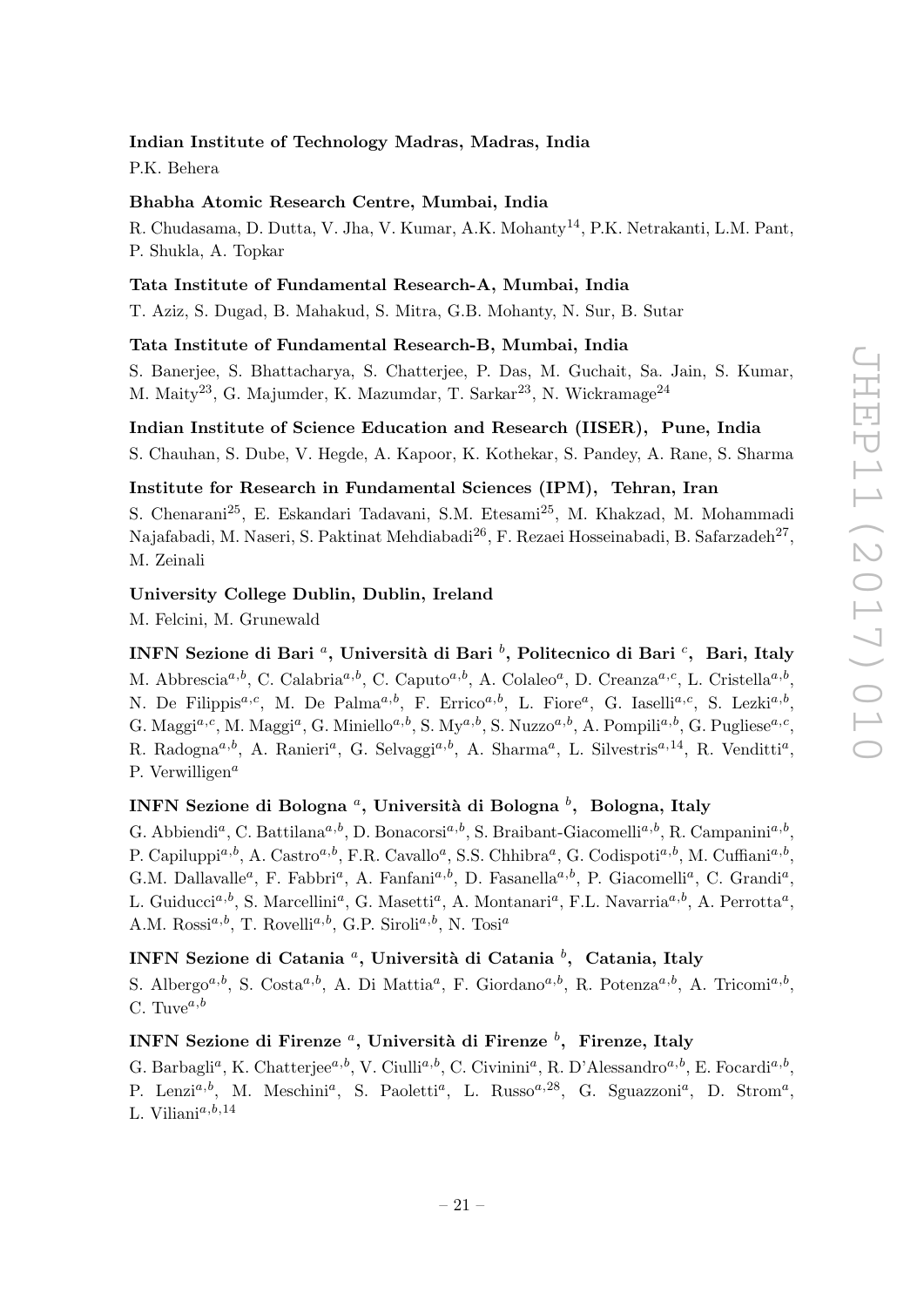**Indian Institute of Technology Madras, Madras, India**

P.K. Behera

**Bhabha Atomic Research Centre, Mumbai, India**

R. Chudasama, D. Dutta, V. Jha, V. Kumar, A.K. Mohanty[14], P.K. Netrakanti, L.M. Pant, P. Shukla, A. Topkar

**Tata Institute of Fundamental Research-A, Mumbai, India**

T. Aziz, S. Dugad, B. Mahakud, S. Mitra, G.B. Mohanty, N. Sur, B. Sutar

**Tata Institute of Fundamental Research-B, Mumbai, India**

S. Banerjee, S. Bhattacharya, S. Chatterjee, P. Das, M. Guchait, Sa. Jain, S. Kumar, M. Maity[23], G. Majumder, K. Mazumdar, T. Sarkar[23], N. Wickramage[24]

**Indian Institute of Science Education and Research (IISER), Pune, India**

S. Chauhan, S. Dube, V. Hegde, A. Kapoor, K. Kothekar, S. Pandey, A. Rane, S. Sharma

**Institute for Research in Fundamental Sciences (IPM), Tehran, Iran**

S. Chenarani[25], E. Eskandari Tadavani, S.M. Etesami[25], M. Khakzad, M. Mohammadi Najafabadi, M. Naseri, S. Paktinat Mehdiabadi[26], F. Rezaei Hosseinabadi, B. Safarzadeh[27], M. Zeinali

**University College Dublin, Dublin, Ireland**

M. Felcini, M. Grunewald

**INFN Sezione di Bari [a], Università di Bari [b], Politecnico di Bari [c], Bari, Italy**

M. Abbrescia[a,b], C. Calabria[a,b], C. Caputo[a,b], A. Colaleo[a], D. Creanza[a,c], L. Cristella[a,b], N. De Filippis[a,c], M. De Palma[a,b], F. Errico[a,b], L. Fiore[a], G. Iaselli[a,c], S. Lezki[a,b], G. Maggi[a,c], M. Maggi[a], G. Miniello[a,b], S. My[a,b], S. Nuzzo[a,b], A. Pompili[a,b], G. Pugliese[a,c], R. Radogna[a,b], A. Ranieri[a], G. Selvaggi[a,b], A. Sharma[a], L. Silvestris[a,14], R. Venditti[a], P. Verwilligen[a]

**INFN Sezione di Bologna [a], Università di Bologna [b], Bologna, Italy**

G. Abbiendi[a], C. Battilana[a,b], D. Bonacorsi[a,b], S. Braibant-Giacomelli[a,b], R. Campanini[a,b], P. Capiluppi[a,b], A. Castro[a,b], F.R. Cavallo[a], S.S. Chhibra[a], G. Codispoti[a,b], M. Cuffiani[a,b], G.M. Dallavalle[a], F. Fabbri[a], A. Fanfani[a,b], D. Fasanella[a,b], P. Giacomelli[a], C. Grandi[a], L. Guiducci[a,b], S. Marcellini[a], G. Masetti[a], A. Montanari[a], F.L. Navarria[a,b], A. Perrotta[a], A.M. Rossi[a,b], T. Rovelli[a,b], G.P. Siroli[a,b], N. Tosi[a]

**INFN Sezione di Catania [a], Università di Catania [b], Catania, Italy**

S. Albergo[a,b], S. Costa[a,b], A. Di Mattia[a], F. Giordano[a,b], R. Potenza[a,b], A. Tricomi[a,b], C. Tuve[a,b]

**INFN Sezione di Firenze [a], Università di Firenze [b], Firenze, Italy**

G. Barbagli[a], K. Chatterjee[a,b], V. Ciulli[a,b], C. Civinini[a], R. D'Alessandro[a,b], E. Focardi[a,b], P. Lenzi[a,b], M. Meschini[a], S. Paoletti[a], L. Russo[a,28], G. Sguazzoni[a], D. Strom[a], L. Viliani[a,b,14]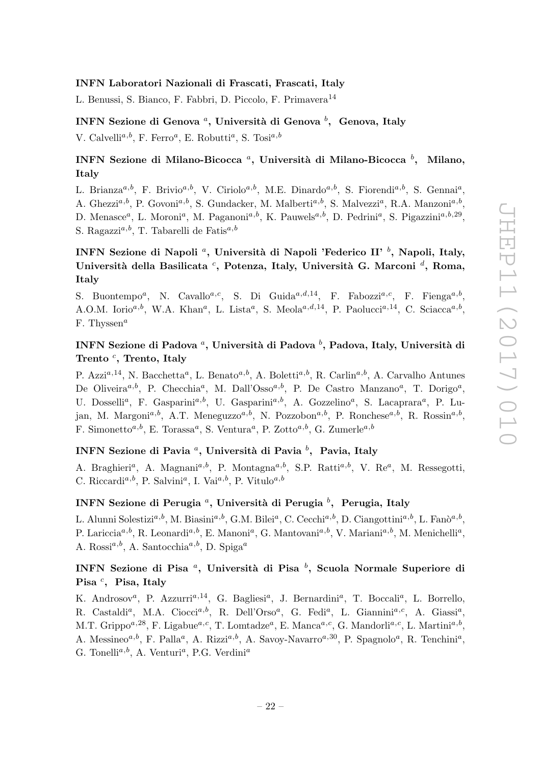**INFN Laboratori Nazionali di Frascati, Frascati, Italy**

L. Benussi, S. Bianco, F. Fabbri, D. Piccolo, F. Primavera[14]

**INFN Sezione di Genova [a], Università di Genova [b], Genova, Italy**

V. Calvelli[a,b], F. Ferro[a], E. Robutti[a], S. Tosi[a,b]

**INFN Sezione di Milano-Bicocca [a], Università di Milano-Bicocca [b], Milano, Italy**

L. Brianza[a,b], F. Brivio[a,b], V. Ciriolo[a,b], M.E. Dinardo[a,b], S. Fiorendi[a,b], S. Gennai[a], A. Ghezzi[a,b], P. Govoni[a,b], S. Gundacker, M. Malberti[a,b], S. Malvezzi[a], R.A. Manzoni[a,b], D. Menasce[a], L. Moroni[a], M. Paganoni[a,b], K. Pauwels[a,b], D. Pedrini[a], S. Pigazzini[a,b,29], S. Ragazzi[a,b], T. Tabarelli de Fatis[a,b]

**INFN Sezione di Napoli [a], Università di Napoli 'Federico II' [b], Napoli, Italy, Università della Basilicata [c], Potenza, Italy, Università G. Marconi [d], Roma, Italy**

S. Buontempo[a], N. Cavallo[a,c], S. Di Guida[a,d,14], F. Fabozzi[a,c], F. Fienga[a,b], A.O.M. Iorio[a,b], W.A. Khan[a], L. Lista[a], S. Meola[a,d,14], P. Paolucci[a,14], C. Sciacca[a,b], F. Thyssen[a]

**INFN Sezione di Padova [a], Università di Padova [b], Padova, Italy, Università di Trento [c], Trento, Italy**

P. Azzi[a,14], N. Bacchetta[a], L. Benato[a,b], A. Boletti[a,b], R. Carlin[a,b], A. Carvalho Antunes De Oliveira[a,b], P. Checchia[a], M. Dall'Osso[a,b], P. De Castro Manzano[a], T. Dorigo[a], U. Dosselli[a], F. Gasparini[a,b], U. Gasparini[a,b], A. Gozzelino[a], S. Lacaprara[a], P. Lujan, M. Margoni[a,b], A.T. Meneguzzo[a,b], N. Pozzobon[a,b], P. Ronchese[a,b], R. Rossin[a,b], F. Simonetto[a,b], E. Torassa[a], S. Ventura[a], P. Zotto[a,b], G. Zumerle[a,b]

**INFN Sezione di Pavia [a], Università di Pavia [b], Pavia, Italy**

A. Braghieri[a], A. Magnani[a,b], P. Montagna[a,b], S.P. Ratti[a,b], V. Re[a], M. Ressegotti, C. Riccardi[a,b], P. Salvini[a], I. Vai[a,b], P. Vitulo[a,b]

**INFN Sezione di Perugia [a], Università di Perugia [b], Perugia, Italy**

L. Alunni Solestizi[a,b], M. Biasini[a,b], G.M. Bilei[a], C. Cecchi[a,b], D. Ciangottini[a,b], L. Fanò[a,b], P. Lariccia[a,b], R. Leonardi[a,b], E. Manoni[a], G. Mantovani[a,b], V. Mariani[a,b], M. Menichelli[a], A. Rossi[a,b], A. Santocchia[a,b], D. Spiga[a]

**INFN Sezione di Pisa [a], Università di Pisa [b], Scuola Normale Superiore di Pisa [c], Pisa, Italy**

K. Androsov[a], P. Azzurri[a,14], G. Bagliesi[a], J. Bernardini[a], T. Boccali[a], L. Borrello, R. Castaldi[a], M.A. Ciocci[a,b], R. Dell'Orso[a], G. Fedi[a], L. Giannini[a,c], A. Giassi[a], M.T. Grippo[a,28], F. Ligabue[a,c], T. Lomtadze[a], E. Manca[a,c], G. Mandorli[a,c], L. Martini[a,b], A. Messineo[a,b], F. Palla[a], A. Rizzi[a,b], A. Savoy-Navarro[a,30], P. Spagnolo[a], R. Tenchini[a], G. Tonelli[a,b], A. Venturi[a], P.G. Verdini[a]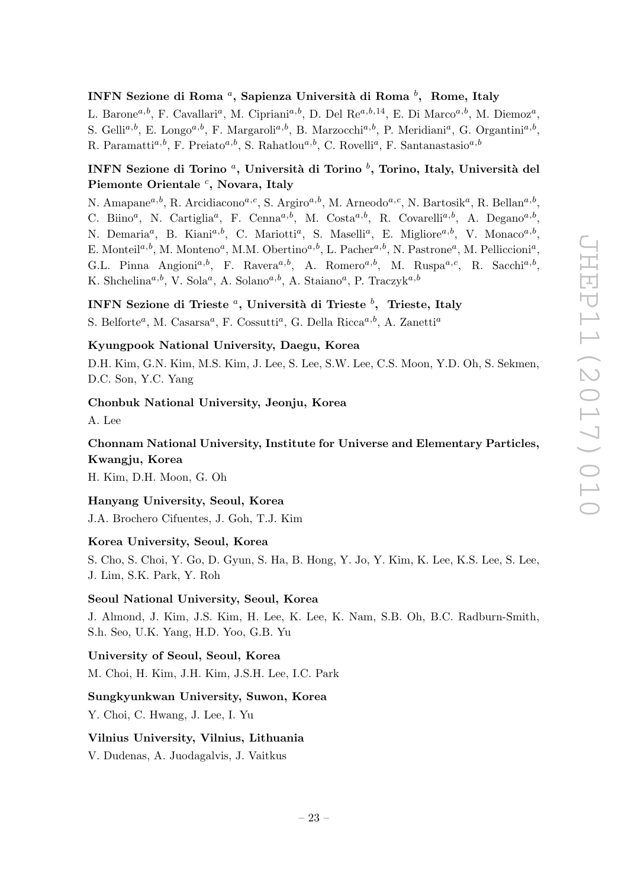**INFN Sezione di Roma [a], Sapienza Università di Roma [b], Rome, Italy**

L. Barone[a,b], F. Cavallari[a], M. Cipriani[a,b], D. Del Re[a,b,14], E. Di Marco[a,b], M. Diemoz[a], S. Gelli[a,b], E. Longo[a,b], F. Margaroli[a,b], B. Marzocchi[a,b], P. Meridiani[a], G. Organtini[a,b], R. Paramatti[a,b], F. Preiato[a,b], S. Rahatlou[a,b], C. Rovelli[a], F. Santanastasio[a,b]

**INFN Sezione di Torino [a], Università di Torino [b], Torino, Italy, Università del Piemonte Orientale [c], Novara, Italy**

N. Amapane[a,b], R. Arcidiacono[a,c], S. Argiro[a,b], M. Arneodo[a,c], N. Bartosik[a], R. Bellan[a,b], C. Biino[a], N. Cartiglia[a], F. Cenna[a,b], M. Costa[a,b], R. Covarelli[a,b], A. Degano[a,b], N. Demaria[a], B. Kiani[a,b], C. Mariotti[a], S. Maselli[a], E. Migliore[a,b], V. Monaco[a,b], E. Monteil[a,b], M. Monteno[a], M.M. Obertino[a,b], L. Pacher[a,b], N. Pastrone[a], M. Pelliccioni[a], G.L. Pinna Angioni[a,b], F. Ravera[a,b], A. Romero[a,b], M. Ruspa[a,c], R. Sacchi[a,b], K. Shchelina[a,b], V. Sola[a], A. Solano[a,b], A. Staiano[a], P. Traczyk[a,b]

**INFN Sezione di Trieste [a], Università di Trieste [b], Trieste, Italy**

S. Belforte[a], M. Casarsa[a], F. Cossutti[a], G. Della Ricca[a,b], A. Zanetti[a]

**Kyungpook National University, Daegu, Korea**

D.H. Kim, G.N. Kim, M.S. Kim, J. Lee, S. Lee, S.W. Lee, C.S. Moon, Y.D. Oh, S. Sekmen, D.C. Son, Y.C. Yang

**Chonbuk National University, Jeonju, Korea**

A. Lee

**Chonnam National University, Institute for Universe and Elementary Particles, Kwangju, Korea**

H. Kim, D.H. Moon, G. Oh

**Hanyang University, Seoul, Korea**

J.A. Brochero Cifuentes, J. Goh, T.J. Kim

**Korea University, Seoul, Korea**

S. Cho, S. Choi, Y. Go, D. Gyun, S. Ha, B. Hong, Y. Jo, Y. Kim, K. Lee, K.S. Lee, S. Lee, J. Lim, S.K. Park, Y. Roh

**Seoul National University, Seoul, Korea**

J. Almond, J. Kim, J.S. Kim, H. Lee, K. Lee, K. Nam, S.B. Oh, B.C. Radburn-Smith, S.h. Seo, U.K. Yang, H.D. Yoo, G.B. Yu

**University of Seoul, Seoul, Korea**

M. Choi, H. Kim, J.H. Kim, J.S.H. Lee, I.C. Park

**Sungkyunkwan University, Suwon, Korea**

Y. Choi, C. Hwang, J. Lee, I. Yu

**Vilnius University, Vilnius, Lithuania**

V. Dudenas, A. Juodagalvis, J. Vaitkus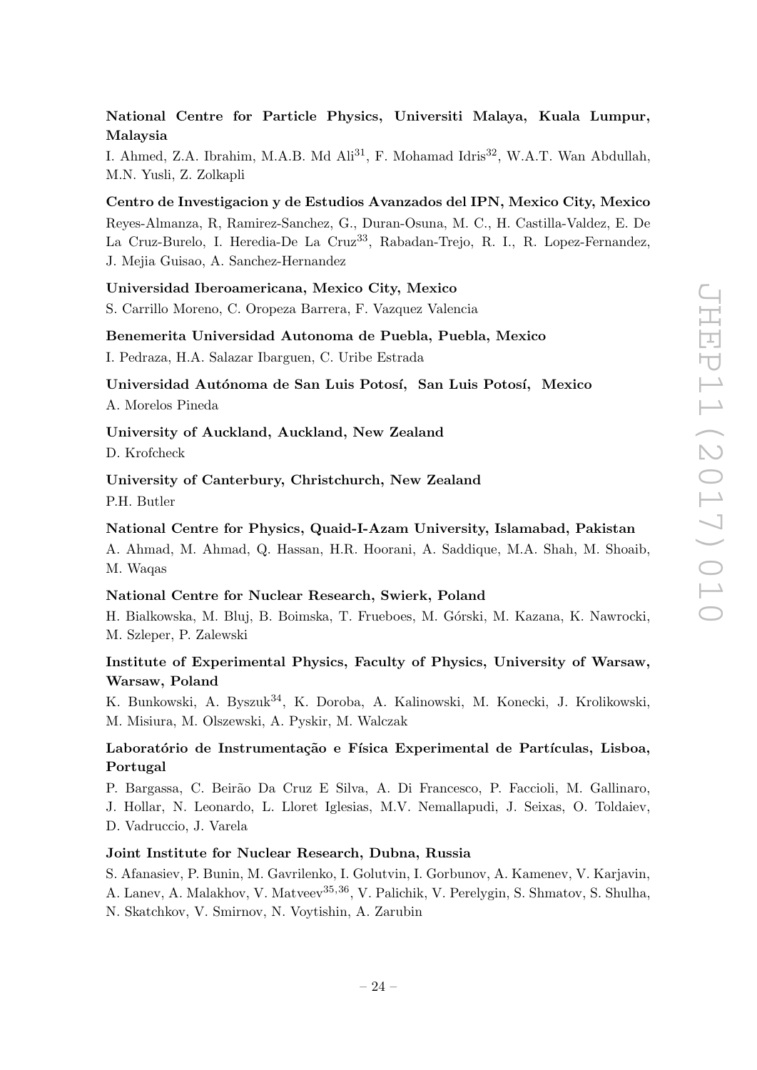**National Centre for Particle Physics, Universiti Malaya, Kuala Lumpur, Malaysia**

I. Ahmed, Z.A. Ibrahim, M.A.B. Md Ali[31], F. Mohamad Idris[32], W.A.T. Wan Abdullah, M.N. Yusli, Z. Zolkapli

**Centro de Investigacion y de Estudios Avanzados del IPN, Mexico City, Mexico**

Reyes-Almanza, R, Ramirez-Sanchez, G., Duran-Osuna, M. C., H. Castilla-Valdez, E. De La Cruz-Burelo, I. Heredia-De La Cruz[33], Rabadan-Trejo, R. I., R. Lopez-Fernandez, J. Mejia Guisao, A. Sanchez-Hernandez

**Universidad Iberoamericana, Mexico City, Mexico**

S. Carrillo Moreno, C. Oropeza Barrera, F. Vazquez Valencia

**Benemerita Universidad Autonoma de Puebla, Puebla, Mexico**

I. Pedraza, H.A. Salazar Ibarguen, C. Uribe Estrada

**Universidad Autónoma de San Luis Potosí, San Luis Potosí, Mexico**

A. Morelos Pineda

**University of Auckland, Auckland, New Zealand**

D. Krofcheck

**University of Canterbury, Christchurch, New Zealand**

P.H. Butler

**National Centre for Physics, Quaid-I-Azam University, Islamabad, Pakistan**

A. Ahmad, M. Ahmad, Q. Hassan, H.R. Hoorani, A. Saddique, M.A. Shah, M. Shoaib, M. Waqas

**National Centre for Nuclear Research, Swierk, Poland**

H. Bialkowska, M. Bluj, B. Boimska, T. Frueboes, M. Górski, M. Kazana, K. Nawrocki, M. Szleper, P. Zalewski

**Institute of Experimental Physics, Faculty of Physics, University of Warsaw, Warsaw, Poland**

K. Bunkowski, A. Byszuk[34], K. Doroba, A. Kalinowski, M. Konecki, J. Krolikowski, M. Misiura, M. Olszewski, A. Pyskir, M. Walczak

**Laboratório de Instrumentação e Física Experimental de Partículas, Lisboa, Portugal**

P. Bargassa, C. Beirão Da Cruz E Silva, A. Di Francesco, P. Faccioli, M. Gallinaro, J. Hollar, N. Leonardo, L. Lloret Iglesias, M.V. Nemallapudi, J. Seixas, O. Toldaiev, D. Vadruccio, J. Varela

**Joint Institute for Nuclear Research, Dubna, Russia**

S. Afanasiev, P. Bunin, M. Gavrilenko, I. Golutvin, I. Gorbunov, A. Kamenev, V. Karjavin, A. Lanev, A. Malakhov, V. Matveev[35,36], V. Palichik, V. Perelygin, S. Shmatov, S. Shulha, N. Skatchkov, V. Smirnov, N. Voytishin, A. Zarubin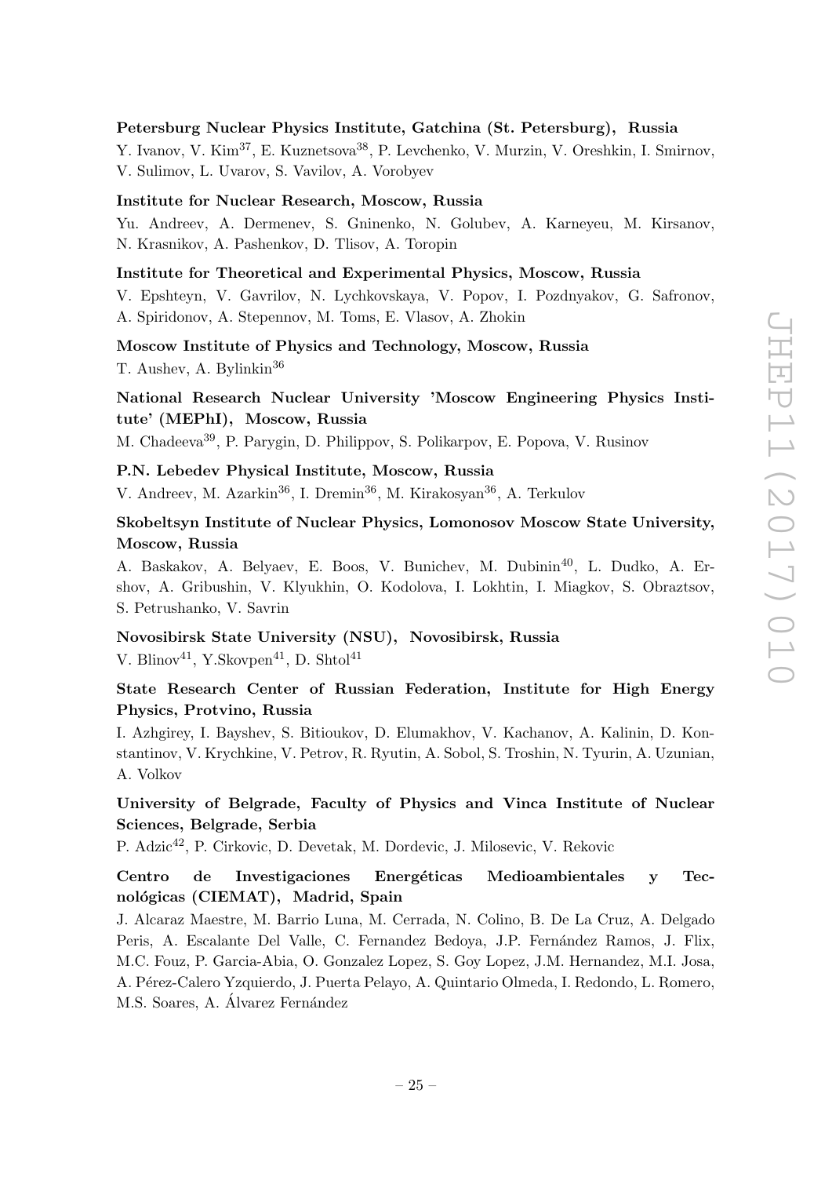**Petersburg Nuclear Physics Institute, Gatchina (St. Petersburg), Russia**

Y. Ivanov, V. Kim[37], E. Kuznetsova[38], P. Levchenko, V. Murzin, V. Oreshkin, I. Smirnov, V. Sulimov, L. Uvarov, S. Vavilov, A. Vorobyev

**Institute for Nuclear Research, Moscow, Russia**

Yu. Andreev, A. Dermenev, S. Gninenko, N. Golubev, A. Karneyeu, M. Kirsanov, N. Krasnikov, A. Pashenkov, D. Tlisov, A. Toropin

**Institute for Theoretical and Experimental Physics, Moscow, Russia**

V. Epshteyn, V. Gavrilov, N. Lychkovskaya, V. Popov, I. Pozdnyakov, G. Safronov, A. Spiridonov, A. Stepennov, M. Toms, E. Vlasov, A. Zhokin

**Moscow Institute of Physics and Technology, Moscow, Russia**

T. Aushev, A. Bylinkin[36]

**National Research Nuclear University 'Moscow Engineering Physics Institute' (MEPhI), Moscow, Russia**

M. Chadeeva[39], P. Parygin, D. Philippov, S. Polikarpov, E. Popova, V. Rusinov

**P.N. Lebedev Physical Institute, Moscow, Russia**

V. Andreev, M. Azarkin[36], I. Dremin[36], M. Kirakosyan[36], A. Terkulov

**Skobeltsyn Institute of Nuclear Physics, Lomonosov Moscow State University, Moscow, Russia**

A. Baskakov, A. Belyaev, E. Boos, V. Bunichev, M. Dubinin[40], L. Dudko, A. Ershov, A. Gribushin, V. Klyukhin, O. Kodolova, I. Lokhtin, I. Miagkov, S. Obraztsov, S. Petrushanko, V. Savrin

**Novosibirsk State University (NSU), Novosibirsk, Russia**

V. Blinov[41], Y.Skovpen[41], D. Shtol[41]

**State Research Center of Russian Federation, Institute for High Energy Physics, Protvino, Russia**

I. Azhgirey, I. Bayshev, S. Bitioukov, D. Elumakhov, V. Kachanov, A. Kalinin, D. Konstantinov, V. Krychkine, V. Petrov, R. Ryutin, A. Sobol, S. Troshin, N. Tyurin, A. Uzunian, A. Volkov

**University of Belgrade, Faculty of Physics and Vinca Institute of Nuclear Sciences, Belgrade, Serbia**

P. Adzic[42], P. Cirkovic, D. Devetak, M. Dordevic, J. Milosevic, V. Rekovic

**Centro de Investigaciones Energéticas Medioambientales y Tecnológicas (CIEMAT), Madrid, Spain**

J. Alcaraz Maestre, M. Barrio Luna, M. Cerrada, N. Colino, B. De La Cruz, A. Delgado Peris, A. Escalante Del Valle, C. Fernandez Bedoya, J.P. Fernández Ramos, J. Flix, M.C. Fouz, P. Garcia-Abia, O. Gonzalez Lopez, S. Goy Lopez, J.M. Hernandez, M.I. Josa, A. Pérez-Calero Yzquierdo, J. Puerta Pelayo, A. Quintario Olmeda, I. Redondo, L. Romero, M.S. Soares, A. Álvarez Fernández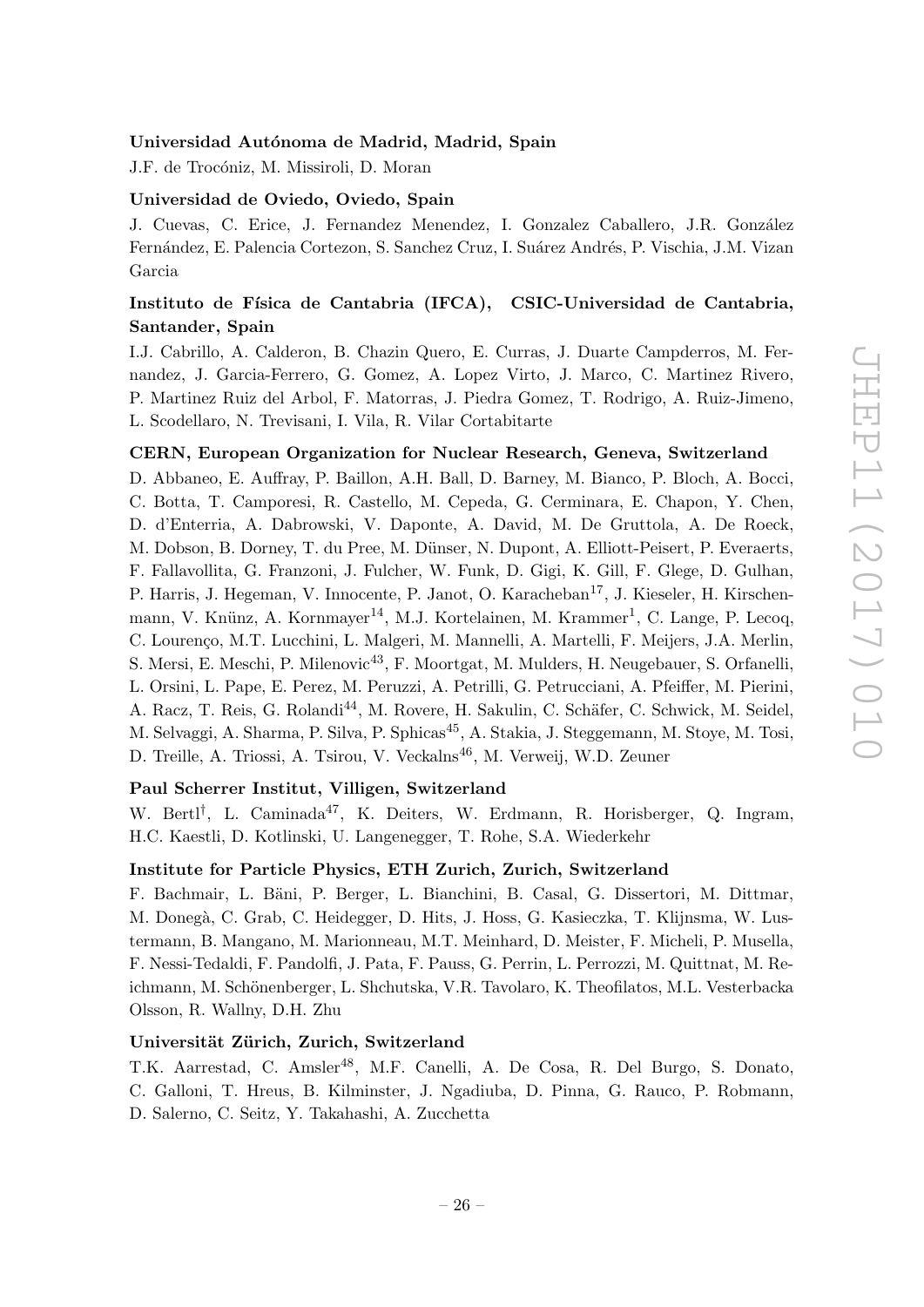**Universidad Autónoma de Madrid, Madrid, Spain**

J.F. de Trocóniz, M. Missiroli, D. Moran

**Universidad de Oviedo, Oviedo, Spain**

J. Cuevas, C. Erice, J. Fernandez Menendez, I. Gonzalez Caballero, J.R. González Fernández, E. Palencia Cortezon, S. Sanchez Cruz, I. Suárez Andrés, P. Vischia, J.M. Vizan Garcia

**Instituto de Física de Cantabria (IFCA), CSIC-Universidad de Cantabria, Santander, Spain**

I.J. Cabrillo, A. Calderon, B. Chazin Quero, E. Curras, J. Duarte Campderros, M. Fernandez, J. Garcia-Ferrero, G. Gomez, A. Lopez Virto, J. Marco, C. Martinez Rivero, P. Martinez Ruiz del Arbol, F. Matorras, J. Piedra Gomez, T. Rodrigo, A. Ruiz-Jimeno, L. Scodellaro, N. Trevisani, I. Vila, R. Vilar Cortabitarte

**CERN, European Organization for Nuclear Research, Geneva, Switzerland**

D. Abbaneo, E. Auffray, P. Baillon, A.H. Ball, D. Barney, M. Bianco, P. Bloch, A. Bocci, C. Botta, T. Camporesi, R. Castello, M. Cepeda, G. Cerminara, E. Chapon, Y. Chen, D. d'Enterria, A. Dabrowski, V. Daponte, A. David, M. De Gruttola, A. De Roeck, M. Dobson, B. Dorney, T. du Pree, M. Dünser, N. Dupont, A. Elliott-Peisert, P. Everaerts, F. Fallavollita, G. Franzoni, J. Fulcher, W. Funk, D. Gigi, K. Gill, F. Glege, D. Gulhan, P. Harris, J. Hegeman, V. Innocente, P. Janot, O. Karacheban[17], J. Kieseler, H. Kirschenmann, V. Knünz, A. Kornmayer[14], M.J. Kortelainen, M. Krammer[1], C. Lange, P. Lecoq, C. Lourenço, M.T. Lucchini, L. Malgeri, M. Mannelli, A. Martelli, F. Meijers, J.A. Merlin, S. Mersi, E. Meschi, P. Milenovic[43], F. Moortgat, M. Mulders, H. Neugebauer, S. Orfanelli, L. Orsini, L. Pape, E. Perez, M. Peruzzi, A. Petrilli, G. Petrucciani, A. Pfeiffer, M. Pierini, A. Racz, T. Reis, G. Rolandi[44], M. Rovere, H. Sakulin, C. Schäfer, C. Schwick, M. Seidel, M. Selvaggi, A. Sharma, P. Silva, P. Sphicas[45], A. Stakia, J. Steggemann, M. Stoye, M. Tosi, D. Treille, A. Triossi, A. Tsirou, V. Veckalns[46], M. Verweij, W.D. Zeuner

**Paul Scherrer Institut, Villigen, Switzerland**

W. Bertl[†], L. Caminada[47], K. Deiters, W. Erdmann, R. Horisberger, Q. Ingram, H.C. Kaestli, D. Kotlinski, U. Langenegger, T. Rohe, S.A. Wiederkehr

**Institute for Particle Physics, ETH Zurich, Zurich, Switzerland**

F. Bachmair, L. Bäni, P. Berger, L. Bianchini, B. Casal, G. Dissertori, M. Dittmar, M. Donegà, C. Grab, C. Heidegger, D. Hits, J. Hoss, G. Kasieczka, T. Klijnsma, W. Lustermann, B. Mangano, M. Marionneau, M.T. Meinhard, D. Meister, F. Micheli, P. Musella, F. Nessi-Tedaldi, F. Pandolfi, J. Pata, F. Pauss, G. Perrin, L. Perrozzi, M. Quittnat, M. Reichmann, M. Schönenberger, L. Shchutska, V.R. Tavolaro, K. Theofilatos, M.L. Vesterbacka Olsson, R. Wallny, D.H. Zhu

**Universität Zürich, Zurich, Switzerland**

T.K. Aarrestad, C. Amsler[48], M.F. Canelli, A. De Cosa, R. Del Burgo, S. Donato, C. Galloni, T. Hreus, B. Kilminster, J. Ngadiuba, D. Pinna, G. Rauco, P. Robmann, D. Salerno, C. Seitz, Y. Takahashi, A. Zucchetta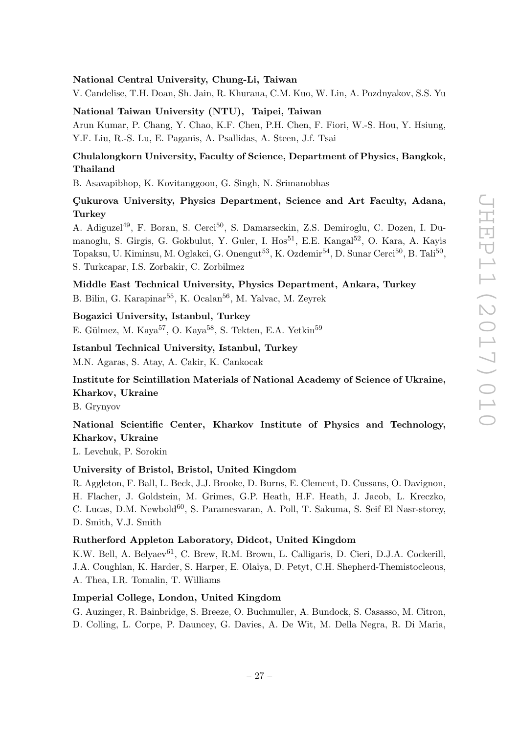**National Central University, Chung-Li, Taiwan**

V. Candelise, T.H. Doan, Sh. Jain, R. Khurana, C.M. Kuo, W. Lin, A. Pozdnyakov, S.S. Yu

**National Taiwan University (NTU), Taipei, Taiwan**

Arun Kumar, P. Chang, Y. Chao, K.F. Chen, P.H. Chen, F. Fiori, W.-S. Hou, Y. Hsiung, Y.F. Liu, R.-S. Lu, E. Paganis, A. Psallidas, A. Steen, J.f. Tsai

**Chulalongkorn University, Faculty of Science, Department of Physics, Bangkok, Thailand**

B. Asavapibhop, K. Kovitanggoon, G. Singh, N. Srimanobhas

**Çukurova University, Physics Department, Science and Art Faculty, Adana, Turkey**

A. Adiguzel[49], F. Boran, S. Cerci[50], S. Damarseckin, Z.S. Demiroglu, C. Dozen, I. Dumanoglu, S. Girgis, G. Gokbulut, Y. Guler, I. Hos[51], E.E. Kangal[52], O. Kara, A. Kayis Topaksu, U. Kiminsu, M. Oglakci, G. Onengut[53], K. Ozdemir[54], D. Sunar Cerci[50], B. Tali[50], S. Turkcapar, I.S. Zorbakir, C. Zorbilmez

**Middle East Technical University, Physics Department, Ankara, Turkey**

B. Bilin, G. Karapinar[55], K. Ocalan[56], M. Yalvac, M. Zeyrek

**Bogazici University, Istanbul, Turkey**

E. Gülmez, M. Kaya[57], O. Kaya[58], S. Tekten, E.A. Yetkin[59]

**Istanbul Technical University, Istanbul, Turkey**

M.N. Agaras, S. Atay, A. Cakir, K. Cankocak

**Institute for Scintillation Materials of National Academy of Science of Ukraine, Kharkov, Ukraine**

B. Grynyov

**National Scientific Center, Kharkov Institute of Physics and Technology, Kharkov, Ukraine**

L. Levchuk, P. Sorokin

**University of Bristol, Bristol, United Kingdom**

R. Aggleton, F. Ball, L. Beck, J.J. Brooke, D. Burns, E. Clement, D. Cussans, O. Davignon, H. Flacher, J. Goldstein, M. Grimes, G.P. Heath, H.F. Heath, J. Jacob, L. Kreczko, C. Lucas, D.M. Newbold[60], S. Paramesvaran, A. Poll, T. Sakuma, S. Seif El Nasr-storey, D. Smith, V.J. Smith

**Rutherford Appleton Laboratory, Didcot, United Kingdom**

K.W. Bell, A. Belyaev[61], C. Brew, R.M. Brown, L. Calligaris, D. Cieri, D.J.A. Cockerill, J.A. Coughlan, K. Harder, S. Harper, E. Olaiya, D. Petyt, C.H. Shepherd-Themistocleous, A. Thea, I.R. Tomalin, T. Williams

**Imperial College, London, United Kingdom**

G. Auzinger, R. Bainbridge, S. Breeze, O. Buchmuller, A. Bundock, S. Casasso, M. Citron, D. Colling, L. Corpe, P. Dauncey, G. Davies, A. De Wit, M. Della Negra, R. Di Maria,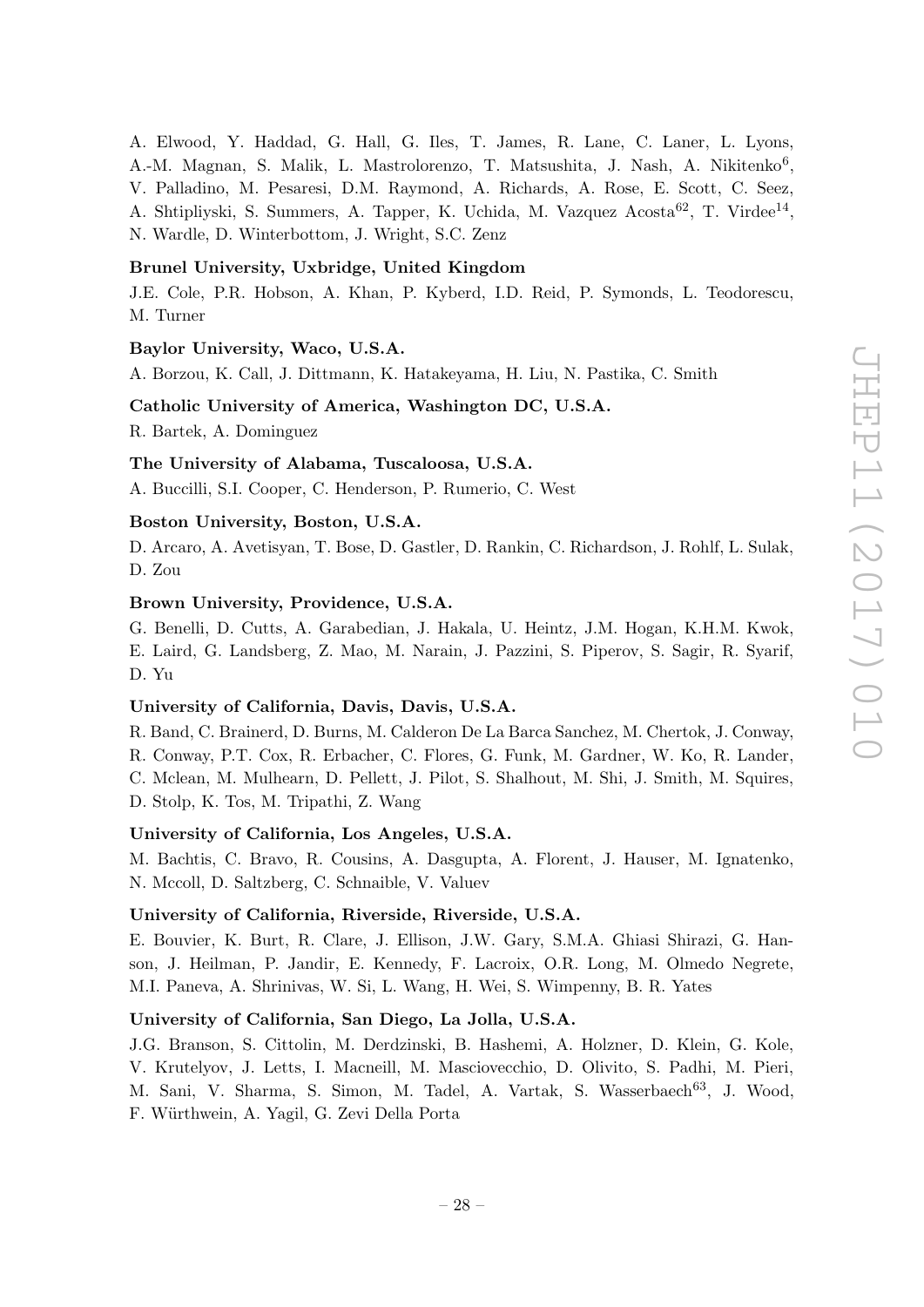A. Elwood, Y. Haddad, G. Hall, G. Iles, T. James, R. Lane, C. Laner, L. Lyons, A.-M. Magnan, S. Malik, L. Mastrolorenzo, T. Matsushita, J. Nash, A. Nikitenko[6], V. Palladino, M. Pesaresi, D.M. Raymond, A. Richards, A. Rose, E. Scott, C. Seez, A. Shtipliyski, S. Summers, A. Tapper, K. Uchida, M. Vazquez Acosta[62], T. Virdee[14], N. Wardle, D. Winterbottom, J. Wright, S.C. Zenz

**Brunel University, Uxbridge, United Kingdom**

J.E. Cole, P.R. Hobson, A. Khan, P. Kyberd, I.D. Reid, P. Symonds, L. Teodorescu, M. Turner

**Baylor University, Waco, U.S.A.**

A. Borzou, K. Call, J. Dittmann, K. Hatakeyama, H. Liu, N. Pastika, C. Smith

**Catholic University of America, Washington DC, U.S.A.**

R. Bartek, A. Dominguez

**The University of Alabama, Tuscaloosa, U.S.A.**

A. Buccilli, S.I. Cooper, C. Henderson, P. Rumerio, C. West

**Boston University, Boston, U.S.A.**

D. Arcaro, A. Avetisyan, T. Bose, D. Gastler, D. Rankin, C. Richardson, J. Rohlf, L. Sulak, D. Zou

**Brown University, Providence, U.S.A.**

G. Benelli, D. Cutts, A. Garabedian, J. Hakala, U. Heintz, J.M. Hogan, K.H.M. Kwok, E. Laird, G. Landsberg, Z. Mao, M. Narain, J. Pazzini, S. Piperov, S. Sagir, R. Syarif, D. Yu

**University of California, Davis, Davis, U.S.A.**

R. Band, C. Brainerd, D. Burns, M. Calderon De La Barca Sanchez, M. Chertok, J. Conway, R. Conway, P.T. Cox, R. Erbacher, C. Flores, G. Funk, M. Gardner, W. Ko, R. Lander, C. Mclean, M. Mulhearn, D. Pellett, J. Pilot, S. Shalhout, M. Shi, J. Smith, M. Squires, D. Stolp, K. Tos, M. Tripathi, Z. Wang

**University of California, Los Angeles, U.S.A.**

M. Bachtis, C. Bravo, R. Cousins, A. Dasgupta, A. Florent, J. Hauser, M. Ignatenko, N. Mccoll, D. Saltzberg, C. Schnaible, V. Valuev

**University of California, Riverside, Riverside, U.S.A.**

E. Bouvier, K. Burt, R. Clare, J. Ellison, J.W. Gary, S.M.A. Ghiasi Shirazi, G. Hanson, J. Heilman, P. Jandir, E. Kennedy, F. Lacroix, O.R. Long, M. Olmedo Negrete, M.I. Paneva, A. Shrinivas, W. Si, L. Wang, H. Wei, S. Wimpenny, B. R. Yates

**University of California, San Diego, La Jolla, U.S.A.**

J.G. Branson, S. Cittolin, M. Derdzinski, B. Hashemi, A. Holzner, D. Klein, G. Kole, V. Krutelyov, J. Letts, I. Macneill, M. Masciovecchio, D. Olivito, S. Padhi, M. Pieri, M. Sani, V. Sharma, S. Simon, M. Tadel, A. Vartak, S. Wasserbaech[63], J. Wood, F. Würthwein, A. Yagil, G. Zevi Della Porta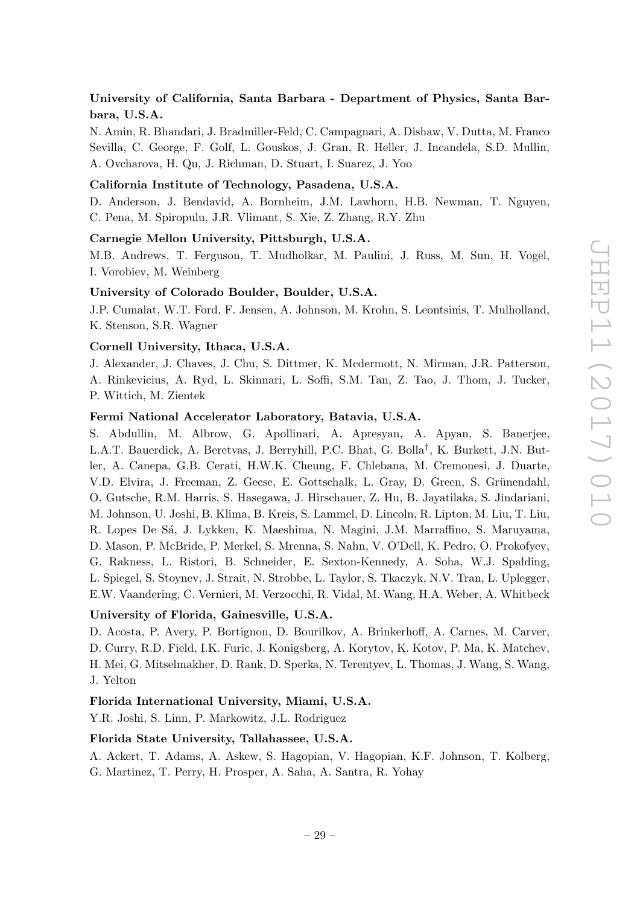**University of California, Santa Barbara - Department of Physics, Santa Barbara, U.S.A.**

N. Amin, R. Bhandari, J. Bradmiller-Feld, C. Campagnari, A. Dishaw, V. Dutta, M. Franco Sevilla, C. George, F. Golf, L. Gouskos, J. Gran, R. Heller, J. Incandela, S.D. Mullin, A. Ovcharova, H. Qu, J. Richman, D. Stuart, I. Suarez, J. Yoo

**California Institute of Technology, Pasadena, U.S.A.**

D. Anderson, J. Bendavid, A. Bornheim, J.M. Lawhorn, H.B. Newman, T. Nguyen, C. Pena, M. Spiropulu, J.R. Vlimant, S. Xie, Z. Zhang, R.Y. Zhu

**Carnegie Mellon University, Pittsburgh, U.S.A.**

M.B. Andrews, T. Ferguson, T. Mudholkar, M. Paulini, J. Russ, M. Sun, H. Vogel, I. Vorobiev, M. Weinberg

**University of Colorado Boulder, Boulder, U.S.A.**

J.P. Cumalat, W.T. Ford, F. Jensen, A. Johnson, M. Krohn, S. Leontsinis, T. Mulholland, K. Stenson, S.R. Wagner

**Cornell University, Ithaca, U.S.A.**

J. Alexander, J. Chaves, J. Chu, S. Dittmer, K. Mcdermott, N. Mirman, J.R. Patterson, A. Rinkevicius, A. Ryd, L. Skinnari, L. Soffi, S.M. Tan, Z. Tao, J. Thom, J. Tucker, P. Wittich, M. Zientek

**Fermi National Accelerator Laboratory, Batavia, U.S.A.**

S. Abdullin, M. Albrow, G. Apollinari, A. Apresyan, A. Apyan, S. Banerjee, L.A.T. Bauerdick, A. Beretvas, J. Berryhill, P.C. Bhat, G. Bolla[†], K. Burkett, J.N. Butler, A. Canepa, G.B. Cerati, H.W.K. Cheung, F. Chlebana, M. Cremonesi, J. Duarte, V.D. Elvira, J. Freeman, Z. Gecse, E. Gottschalk, L. Gray, D. Green, S. Grünendahl, O. Gutsche, R.M. Harris, S. Hasegawa, J. Hirschauer, Z. Hu, B. Jayatilaka, S. Jindariani, M. Johnson, U. Joshi, B. Klima, B. Kreis, S. Lammel, D. Lincoln, R. Lipton, M. Liu, T. Liu, R. Lopes De Sá, J. Lykken, K. Maeshima, N. Magini, J.M. Marraffino, S. Maruyama, D. Mason, P. McBride, P. Merkel, S. Mrenna, S. Nahn, V. O'Dell, K. Pedro, O. Prokofyev, G. Rakness, L. Ristori, B. Schneider, E. Sexton-Kennedy, A. Soha, W.J. Spalding, L. Spiegel, S. Stoynev, J. Strait, N. Strobbe, L. Taylor, S. Tkaczyk, N.V. Tran, L. Uplegger, E.W. Vaandering, C. Vernieri, M. Verzocchi, R. Vidal, M. Wang, H.A. Weber, A. Whitbeck

**University of Florida, Gainesville, U.S.A.**

D. Acosta, P. Avery, P. Bortignon, D. Bourilkov, A. Brinkerhoff, A. Carnes, M. Carver, D. Curry, R.D. Field, I.K. Furic, J. Konigsberg, A. Korytov, K. Kotov, P. Ma, K. Matchev, H. Mei, G. Mitselmakher, D. Rank, D. Sperka, N. Terentyev, L. Thomas, J. Wang, S. Wang, J. Yelton

**Florida International University, Miami, U.S.A.**

Y.R. Joshi, S. Linn, P. Markowitz, J.L. Rodriguez

**Florida State University, Tallahassee, U.S.A.**

A. Ackert, T. Adams, A. Askew, S. Hagopian, V. Hagopian, K.F. Johnson, T. Kolberg, G. Martinez, T. Perry, H. Prosper, A. Saha, A. Santra, R. Yohay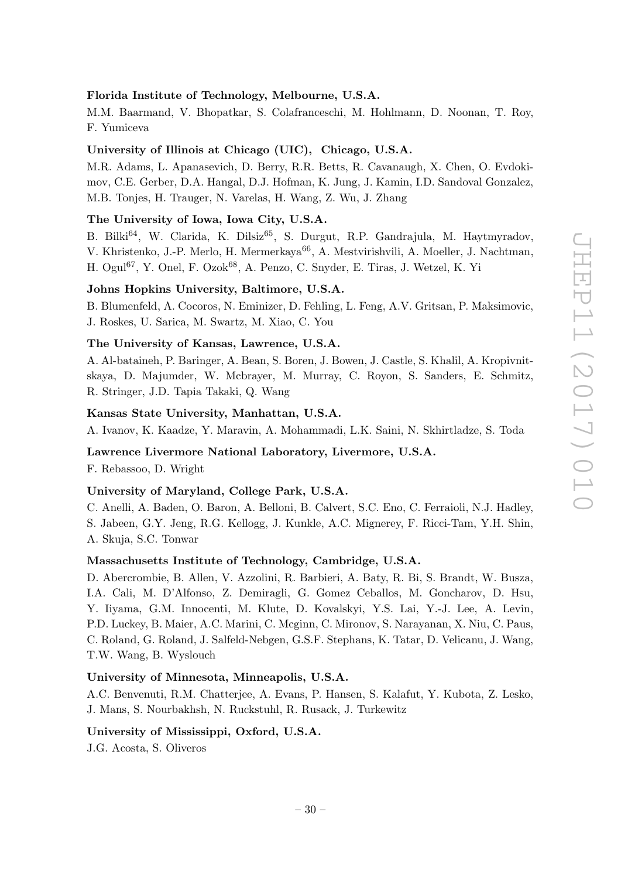**Florida Institute of Technology, Melbourne, U.S.A.**

M.M. Baarmand, V. Bhopatkar, S. Colafranceschi, M. Hohlmann, D. Noonan, T. Roy, F. Yumiceva

**University of Illinois at Chicago (UIC), Chicago, U.S.A.**

M.R. Adams, L. Apanasevich, D. Berry, R.R. Betts, R. Cavanaugh, X. Chen, O. Evdokimov, C.E. Gerber, D.A. Hangal, D.J. Hofman, K. Jung, J. Kamin, I.D. Sandoval Gonzalez, M.B. Tonjes, H. Trauger, N. Varelas, H. Wang, Z. Wu, J. Zhang

**The University of Iowa, Iowa City, U.S.A.**

B. Bilki[64], W. Clarida, K. Dilsiz[65], S. Durgut, R.P. Gandrajula, M. Haytmyradov, V. Khristenko, J.-P. Merlo, H. Mermerkaya[66], A. Mestvirishvili, A. Moeller, J. Nachtman, H. Ogul[67], Y. Onel, F. Ozok[68], A. Penzo, C. Snyder, E. Tiras, J. Wetzel, K. Yi

**Johns Hopkins University, Baltimore, U.S.A.**

B. Blumenfeld, A. Cocoros, N. Eminizer, D. Fehling, L. Feng, A.V. Gritsan, P. Maksimovic, J. Roskes, U. Sarica, M. Swartz, M. Xiao, C. You

**The University of Kansas, Lawrence, U.S.A.**

A. Al-bataineh, P. Baringer, A. Bean, S. Boren, J. Bowen, J. Castle, S. Khalil, A. Kropivnitskaya, D. Majumder, W. Mcbrayer, M. Murray, C. Royon, S. Sanders, E. Schmitz, R. Stringer, J.D. Tapia Takaki, Q. Wang

**Kansas State University, Manhattan, U.S.A.**

A. Ivanov, K. Kaadze, Y. Maravin, A. Mohammadi, L.K. Saini, N. Skhirtladze, S. Toda

**Lawrence Livermore National Laboratory, Livermore, U.S.A.**

F. Rebassoo, D. Wright

**University of Maryland, College Park, U.S.A.**

C. Anelli, A. Baden, O. Baron, A. Belloni, B. Calvert, S.C. Eno, C. Ferraioli, N.J. Hadley, S. Jabeen, G.Y. Jeng, R.G. Kellogg, J. Kunkle, A.C. Mignerey, F. Ricci-Tam, Y.H. Shin, A. Skuja, S.C. Tonwar

**Massachusetts Institute of Technology, Cambridge, U.S.A.**

D. Abercrombie, B. Allen, V. Azzolini, R. Barbieri, A. Baty, R. Bi, S. Brandt, W. Busza, I.A. Cali, M. D'Alfonso, Z. Demiragli, G. Gomez Ceballos, M. Goncharov, D. Hsu, Y. Iiyama, G.M. Innocenti, M. Klute, D. Kovalskyi, Y.S. Lai, Y.-J. Lee, A. Levin, P.D. Luckey, B. Maier, A.C. Marini, C. Mcginn, C. Mironov, S. Narayanan, X. Niu, C. Paus, C. Roland, G. Roland, J. Salfeld-Nebgen, G.S.F. Stephans, K. Tatar, D. Velicanu, J. Wang, T.W. Wang, B. Wyslouch

**University of Minnesota, Minneapolis, U.S.A.**

A.C. Benvenuti, R.M. Chatterjee, A. Evans, P. Hansen, S. Kalafut, Y. Kubota, Z. Lesko, J. Mans, S. Nourbakhsh, N. Ruckstuhl, R. Rusack, J. Turkewitz

**University of Mississippi, Oxford, U.S.A.**

J.G. Acosta, S. Oliveros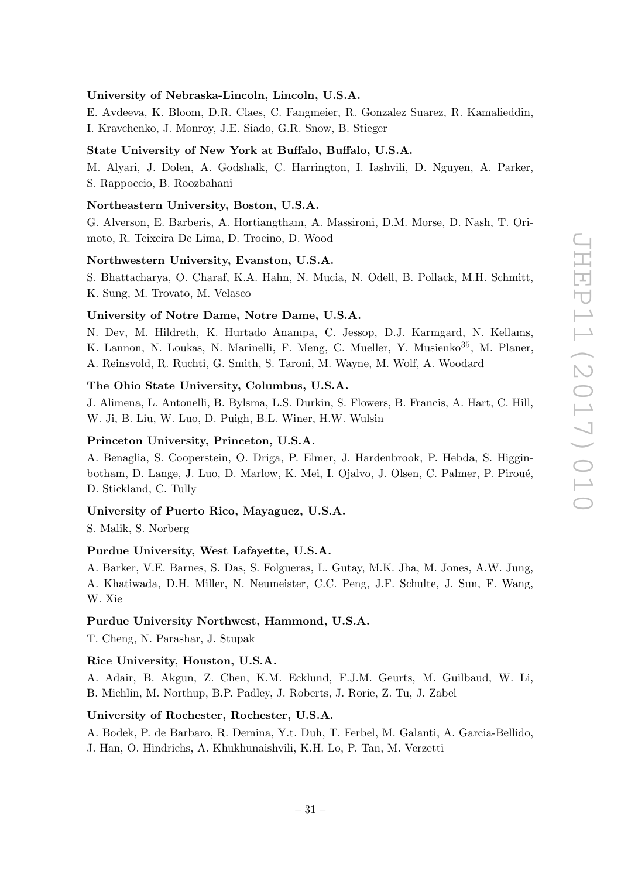**University of Nebraska-Lincoln, Lincoln, U.S.A.**

E. Avdeeva, K. Bloom, D.R. Claes, C. Fangmeier, R. Gonzalez Suarez, R. Kamalieddin, I. Kravchenko, J. Monroy, J.E. Siado, G.R. Snow, B. Stieger

**State University of New York at Buffalo, Buffalo, U.S.A.**

M. Alyari, J. Dolen, A. Godshalk, C. Harrington, I. Iashvili, D. Nguyen, A. Parker, S. Rappoccio, B. Roozbahani

**Northeastern University, Boston, U.S.A.**

G. Alverson, E. Barberis, A. Hortiangtham, A. Massironi, D.M. Morse, D. Nash, T. Orimoto, R. Teixeira De Lima, D. Trocino, D. Wood

**Northwestern University, Evanston, U.S.A.**

S. Bhattacharya, O. Charaf, K.A. Hahn, N. Mucia, N. Odell, B. Pollack, M.H. Schmitt, K. Sung, M. Trovato, M. Velasco

**University of Notre Dame, Notre Dame, U.S.A.**

N. Dev, M. Hildreth, K. Hurtado Anampa, C. Jessop, D.J. Karmgard, N. Kellams, K. Lannon, N. Loukas, N. Marinelli, F. Meng, C. Mueller, Y. Musienko[35], M. Planer, A. Reinsvold, R. Ruchti, G. Smith, S. Taroni, M. Wayne, M. Wolf, A. Woodard

**The Ohio State University, Columbus, U.S.A.**

J. Alimena, L. Antonelli, B. Bylsma, L.S. Durkin, S. Flowers, B. Francis, A. Hart, C. Hill, W. Ji, B. Liu, W. Luo, D. Puigh, B.L. Winer, H.W. Wulsin

**Princeton University, Princeton, U.S.A.**

A. Benaglia, S. Cooperstein, O. Driga, P. Elmer, J. Hardenbrook, P. Hebda, S. Higginbotham, D. Lange, J. Luo, D. Marlow, K. Mei, I. Ojalvo, J. Olsen, C. Palmer, P. Piroué, D. Stickland, C. Tully

**University of Puerto Rico, Mayaguez, U.S.A.**

S. Malik, S. Norberg

**Purdue University, West Lafayette, U.S.A.**

A. Barker, V.E. Barnes, S. Das, S. Folgueras, L. Gutay, M.K. Jha, M. Jones, A.W. Jung, A. Khatiwada, D.H. Miller, N. Neumeister, C.C. Peng, J.F. Schulte, J. Sun, F. Wang, W. Xie

**Purdue University Northwest, Hammond, U.S.A.**

T. Cheng, N. Parashar, J. Stupak

**Rice University, Houston, U.S.A.**

A. Adair, B. Akgun, Z. Chen, K.M. Ecklund, F.J.M. Geurts, M. Guilbaud, W. Li, B. Michlin, M. Northup, B.P. Padley, J. Roberts, J. Rorie, Z. Tu, J. Zabel

**University of Rochester, Rochester, U.S.A.**

A. Bodek, P. de Barbaro, R. Demina, Y.t. Duh, T. Ferbel, M. Galanti, A. Garcia-Bellido, J. Han, O. Hindrichs, A. Khukhunaishvili, K.H. Lo, P. Tan, M. Verzetti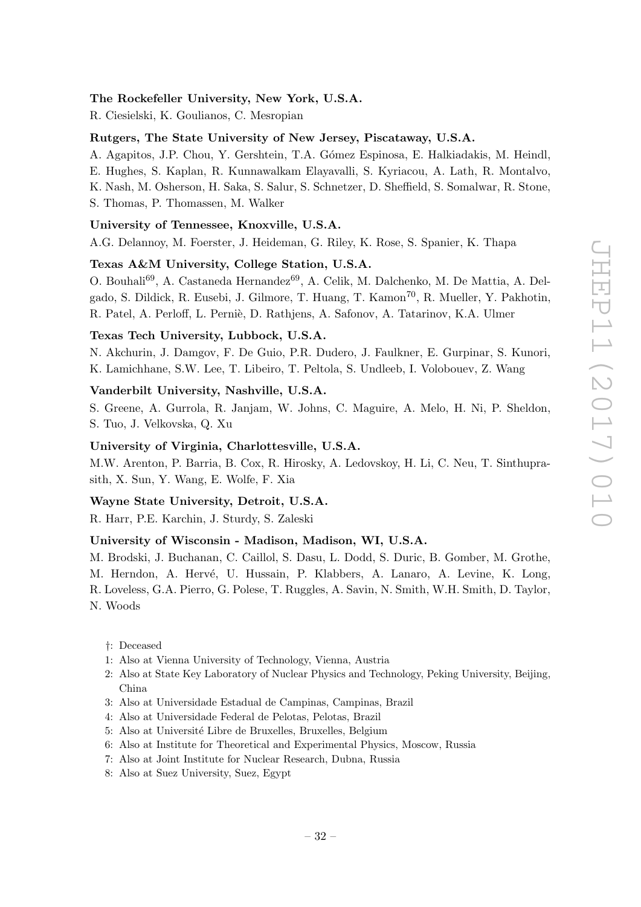**The Rockefeller University, New York, U.S.A.**

R. Ciesielski, K. Goulianos, C. Mesropian

**Rutgers, The State University of New Jersey, Piscataway, U.S.A.**

A. Agapitos, J.P. Chou, Y. Gershtein, T.A. Gómez Espinosa, E. Halkiadakis, M. Heindl, E. Hughes, S. Kaplan, R. Kunnawalkam Elayavalli, S. Kyriacou, A. Lath, R. Montalvo, K. Nash, M. Osherson, H. Saka, S. Salur, S. Schnetzer, D. Sheffield, S. Somalwar, R. Stone, S. Thomas, P. Thomassen, M. Walker

**University of Tennessee, Knoxville, U.S.A.**

A.G. Delannoy, M. Foerster, J. Heideman, G. Riley, K. Rose, S. Spanier, K. Thapa

**Texas A&M University, College Station, U.S.A.**

O. Bouhali[69], A. Castaneda Hernandez[69], A. Celik, M. Dalchenko, M. De Mattia, A. Delgado, S. Dildick, R. Eusebi, J. Gilmore, T. Huang, T. Kamon[70], R. Mueller, Y. Pakhotin, R. Patel, A. Perloff, L. Perniè, D. Rathjens, A. Safonov, A. Tatarinov, K.A. Ulmer

**Texas Tech University, Lubbock, U.S.A.**

N. Akchurin, J. Damgov, F. De Guio, P.R. Dudero, J. Faulkner, E. Gurpinar, S. Kunori, K. Lamichhane, S.W. Lee, T. Libeiro, T. Peltola, S. Undleeb, I. Volobouev, Z. Wang

**Vanderbilt University, Nashville, U.S.A.**

S. Greene, A. Gurrola, R. Janjam, W. Johns, C. Maguire, A. Melo, H. Ni, P. Sheldon, S. Tuo, J. Velkovska, Q. Xu

**University of Virginia, Charlottesville, U.S.A.**

M.W. Arenton, P. Barria, B. Cox, R. Hirosky, A. Ledovskoy, H. Li, C. Neu, T. Sinthuprasith, X. Sun, Y. Wang, E. Wolfe, F. Xia

**Wayne State University, Detroit, U.S.A.**

R. Harr, P.E. Karchin, J. Sturdy, S. Zaleski

**University of Wisconsin - Madison, Madison, WI, U.S.A.**

M. Brodski, J. Buchanan, C. Caillol, S. Dasu, L. Dodd, S. Duric, B. Gomber, M. Grothe, M. Herndon, A. Hervé, U. Hussain, P. Klabbers, A. Lanaro, A. Levine, K. Long, R. Loveless, G.A. Pierro, G. Polese, T. Ruggles, A. Savin, N. Smith, W.H. Smith, D. Taylor, N. Woods

†: Deceased
1: Also at Vienna University of Technology, Vienna, Austria
2: Also at State Key Laboratory of Nuclear Physics and Technology, Peking University, Beijing, China
3: Also at Universidade Estadual de Campinas, Campinas, Brazil
4: Also at Universidade Federal de Pelotas, Pelotas, Brazil
5: Also at Université Libre de Bruxelles, Bruxelles, Belgium
6: Also at Institute for Theoretical and Experimental Physics, Moscow, Russia
7: Also at Joint Institute for Nuclear Research, Dubna, Russia
8: Also at Suez University, Suez, Egypt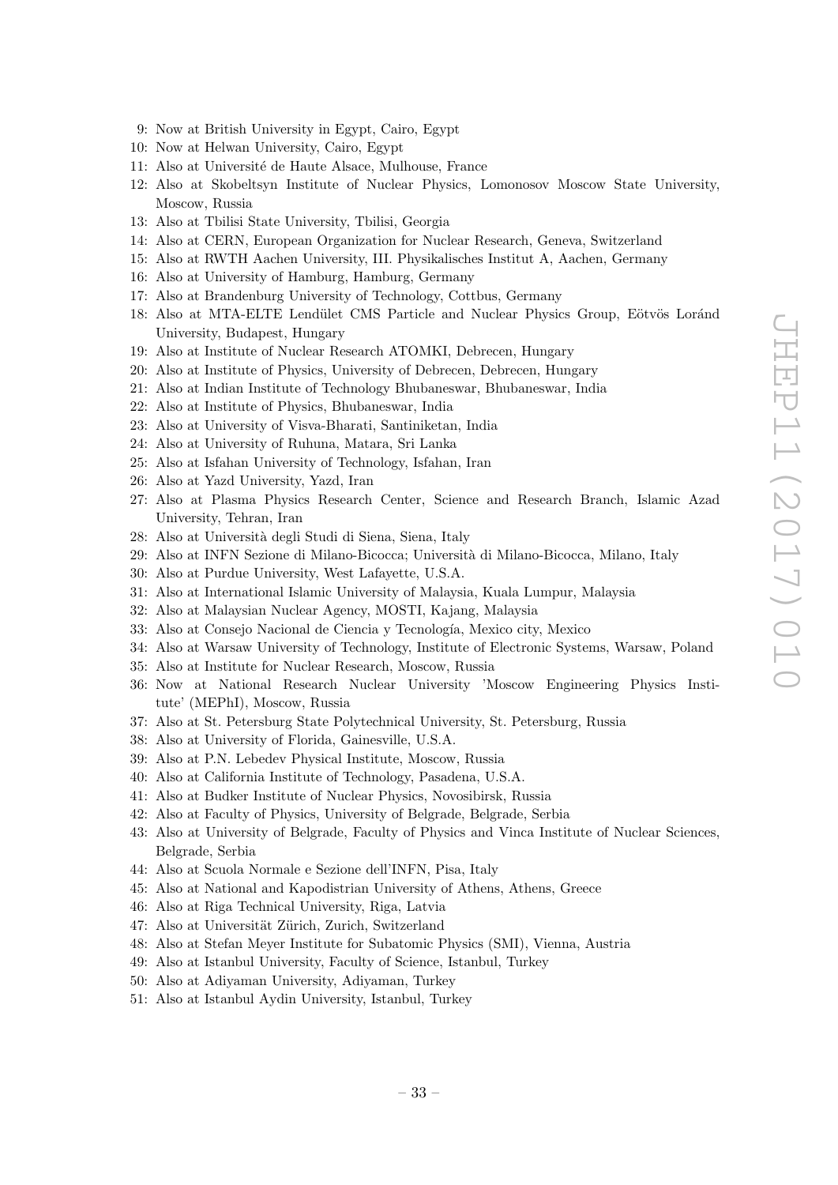9: Now at British University in Egypt, Cairo, Egypt
10: Now at Helwan University, Cairo, Egypt
11: Also at Université de Haute Alsace, Mulhouse, France
12: Also at Skobeltsyn Institute of Nuclear Physics, Lomonosov Moscow State University, Moscow, Russia
13: Also at Tbilisi State University, Tbilisi, Georgia
14: Also at CERN, European Organization for Nuclear Research, Geneva, Switzerland
15: Also at RWTH Aachen University, III. Physikalisches Institut A, Aachen, Germany
16: Also at University of Hamburg, Hamburg, Germany
17: Also at Brandenburg University of Technology, Cottbus, Germany
18: Also at MTA-ELTE Lendület CMS Particle and Nuclear Physics Group, Eötvös Loránd University, Budapest, Hungary
19: Also at Institute of Nuclear Research ATOMKI, Debrecen, Hungary
20: Also at Institute of Physics, University of Debrecen, Debrecen, Hungary
21: Also at Indian Institute of Technology Bhubaneswar, Bhubaneswar, India
22: Also at Institute of Physics, Bhubaneswar, India
23: Also at University of Visva-Bharati, Santiniketan, India
24: Also at University of Ruhuna, Matara, Sri Lanka
25: Also at Isfahan University of Technology, Isfahan, Iran
26: Also at Yazd University, Yazd, Iran
27: Also at Plasma Physics Research Center, Science and Research Branch, Islamic Azad University, Tehran, Iran
28: Also at Università degli Studi di Siena, Siena, Italy
29: Also at INFN Sezione di Milano-Bicocca; Università di Milano-Bicocca, Milano, Italy
30: Also at Purdue University, West Lafayette, U.S.A.
31: Also at International Islamic University of Malaysia, Kuala Lumpur, Malaysia
32: Also at Malaysian Nuclear Agency, MOSTI, Kajang, Malaysia
33: Also at Consejo Nacional de Ciencia y Tecnología, Mexico city, Mexico
34: Also at Warsaw University of Technology, Institute of Electronic Systems, Warsaw, Poland
35: Also at Institute for Nuclear Research, Moscow, Russia
36: Now at National Research Nuclear University 'Moscow Engineering Physics Institute' (MEPhI), Moscow, Russia
37: Also at St. Petersburg State Polytechnical University, St. Petersburg, Russia
38: Also at University of Florida, Gainesville, U.S.A.
39: Also at P.N. Lebedev Physical Institute, Moscow, Russia
40: Also at California Institute of Technology, Pasadena, U.S.A.
41: Also at Budker Institute of Nuclear Physics, Novosibirsk, Russia
42: Also at Faculty of Physics, University of Belgrade, Belgrade, Serbia
43: Also at University of Belgrade, Faculty of Physics and Vinca Institute of Nuclear Sciences, Belgrade, Serbia
44: Also at Scuola Normale e Sezione dell'INFN, Pisa, Italy
45: Also at National and Kapodistrian University of Athens, Athens, Greece
46: Also at Riga Technical University, Riga, Latvia
47: Also at Universität Zürich, Zurich, Switzerland
48: Also at Stefan Meyer Institute for Subatomic Physics (SMI), Vienna, Austria
49: Also at Istanbul University, Faculty of Science, Istanbul, Turkey
50: Also at Adiyaman University, Adiyaman, Turkey
51: Also at Istanbul Aydin University, Istanbul, Turkey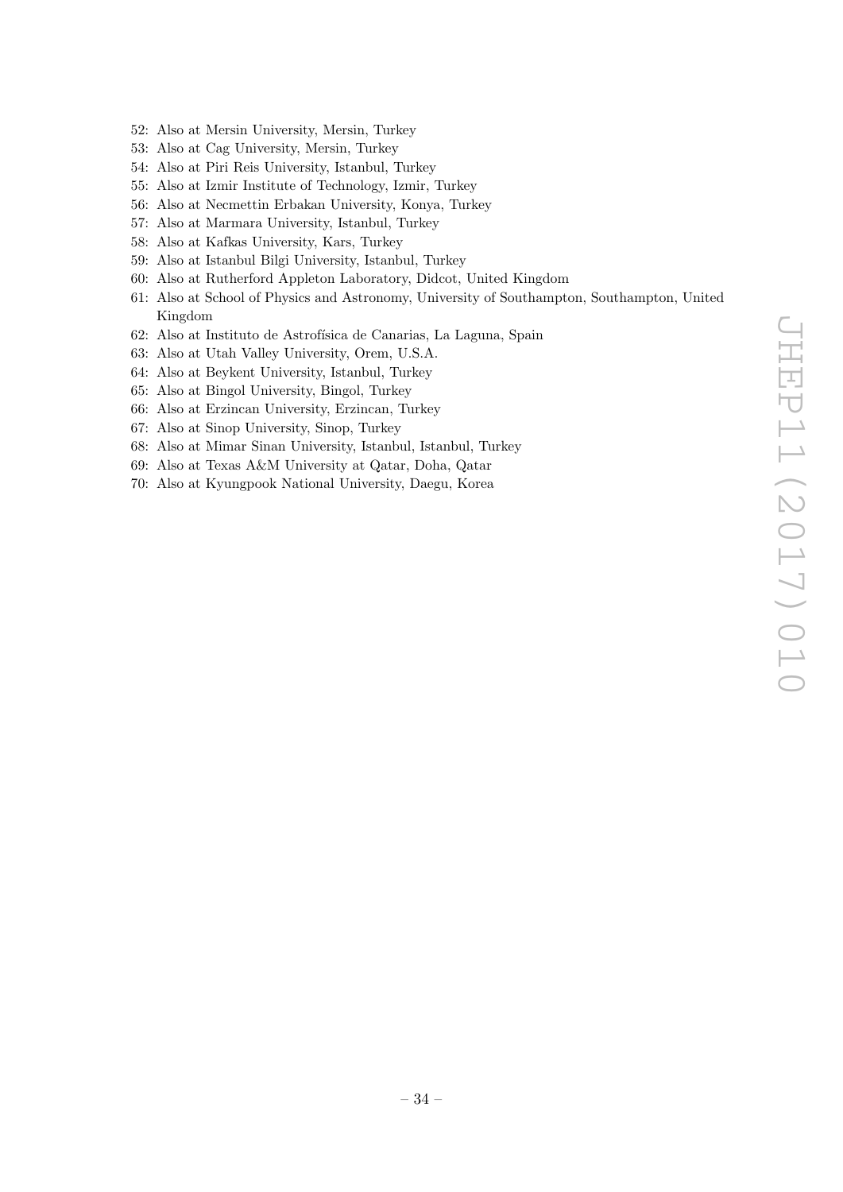52: Also at Mersin University, Mersin, Turkey
53: Also at Cag University, Mersin, Turkey
54: Also at Piri Reis University, Istanbul, Turkey
55: Also at Izmir Institute of Technology, Izmir, Turkey
56: Also at Necmettin Erbakan University, Konya, Turkey
57: Also at Marmara University, Istanbul, Turkey
58: Also at Kafkas University, Kars, Turkey
59: Also at Istanbul Bilgi University, Istanbul, Turkey
60: Also at Rutherford Appleton Laboratory, Didcot, United Kingdom
61: Also at School of Physics and Astronomy, University of Southampton, Southampton, United Kingdom
62: Also at Instituto de Astrofísica de Canarias, La Laguna, Spain
63: Also at Utah Valley University, Orem, U.S.A.
64: Also at Beykent University, Istanbul, Turkey
65: Also at Bingol University, Bingol, Turkey
66: Also at Erzincan University, Erzincan, Turkey
67: Also at Sinop University, Sinop, Turkey
68: Also at Mimar Sinan University, Istanbul, Istanbul, Turkey
69: Also at Texas A&M University at Qatar, Doha, Qatar
70: Also at Kyungpook National University, Daegu, Korea